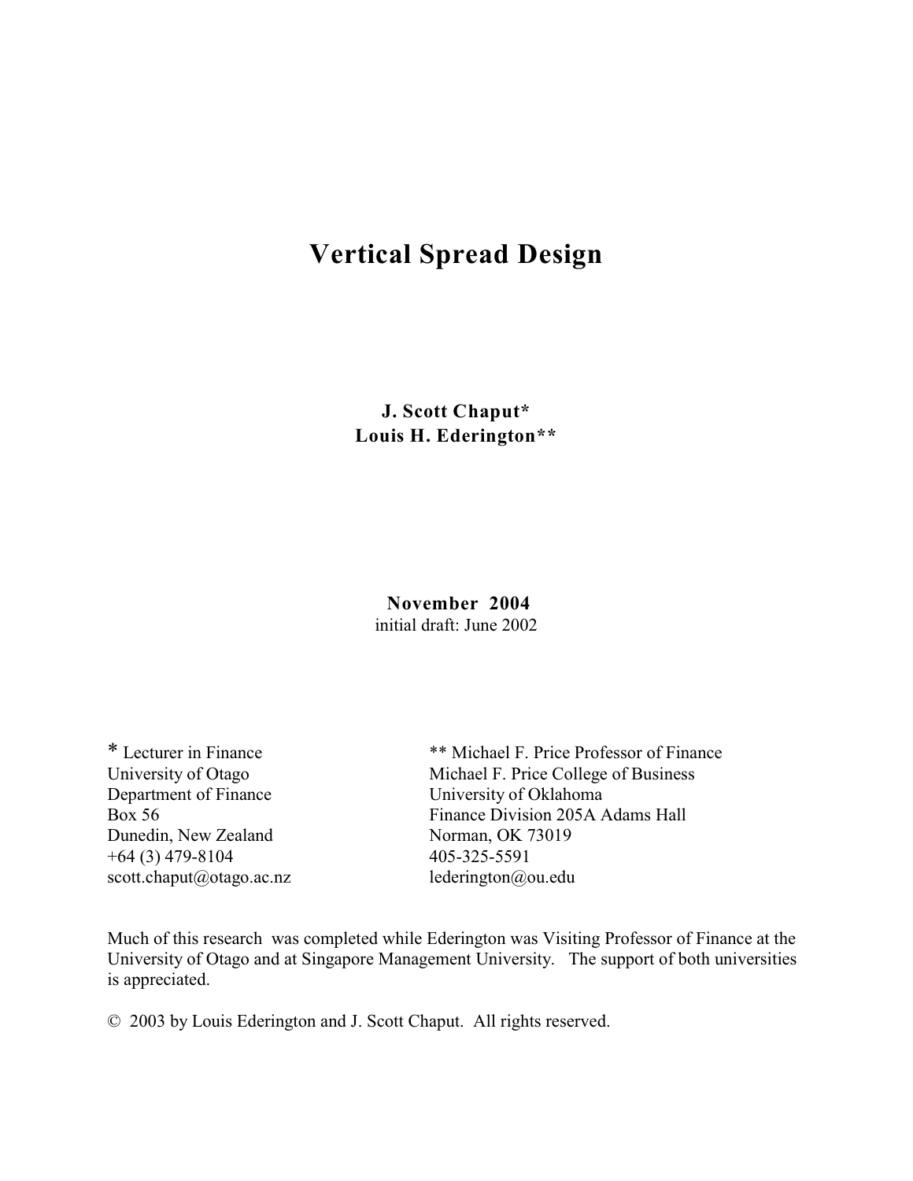# Vertical Spread Design

**J. Scott Chaput\***
**Louis H. Ederington\*\***

**November 2004**
initial draft: June 2002

\* Lecturer in Finance
University of Otago
Department of Finance
Box 56
Dunedin, New Zealand
+64 (3) 479-8104
scott.chaput@otago.ac.nz

\*\* Michael F. Price Professor of Finance
Michael F. Price College of Business
University of Oklahoma
Finance Division 205A Adams Hall
Norman, OK 73019
405-325-5591
lederington@ou.edu

Much of this research was completed while Ederington was Visiting Professor of Finance at the University of Otago and at Singapore Management University. The support of both universities is appreciated.

© 2003 by Louis Ederington and J. Scott Chaput. All rights reserved.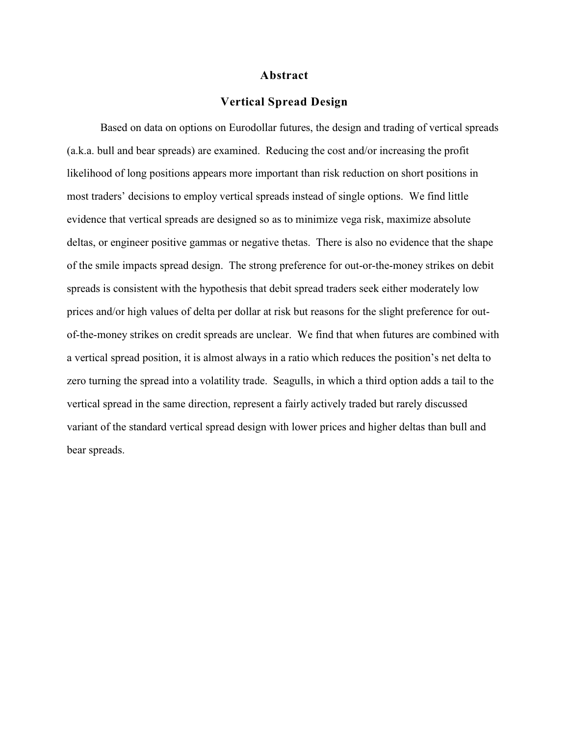# Abstract

## Vertical Spread Design

Based on data on options on Eurodollar futures, the design and trading of vertical spreads (a.k.a. bull and bear spreads) are examined. Reducing the cost and/or increasing the profit likelihood of long positions appears more important than risk reduction on short positions in most traders' decisions to employ vertical spreads instead of single options. We find little evidence that vertical spreads are designed so as to minimize vega risk, maximize absolute deltas, or engineer positive gammas or negative thetas. There is also no evidence that the shape of the smile impacts spread design. The strong preference for out-or-the-money strikes on debit spreads is consistent with the hypothesis that debit spread traders seek either moderately low prices and/or high values of delta per dollar at risk but reasons for the slight preference for out-of-the-money strikes on credit spreads are unclear. We find that when futures are combined with a vertical spread position, it is almost always in a ratio which reduces the position's net delta to zero turning the spread into a volatility trade. Seagulls, in which a third option adds a tail to the vertical spread in the same direction, represent a fairly actively traded but rarely discussed variant of the standard vertical spread design with lower prices and higher deltas than bull and bear spreads.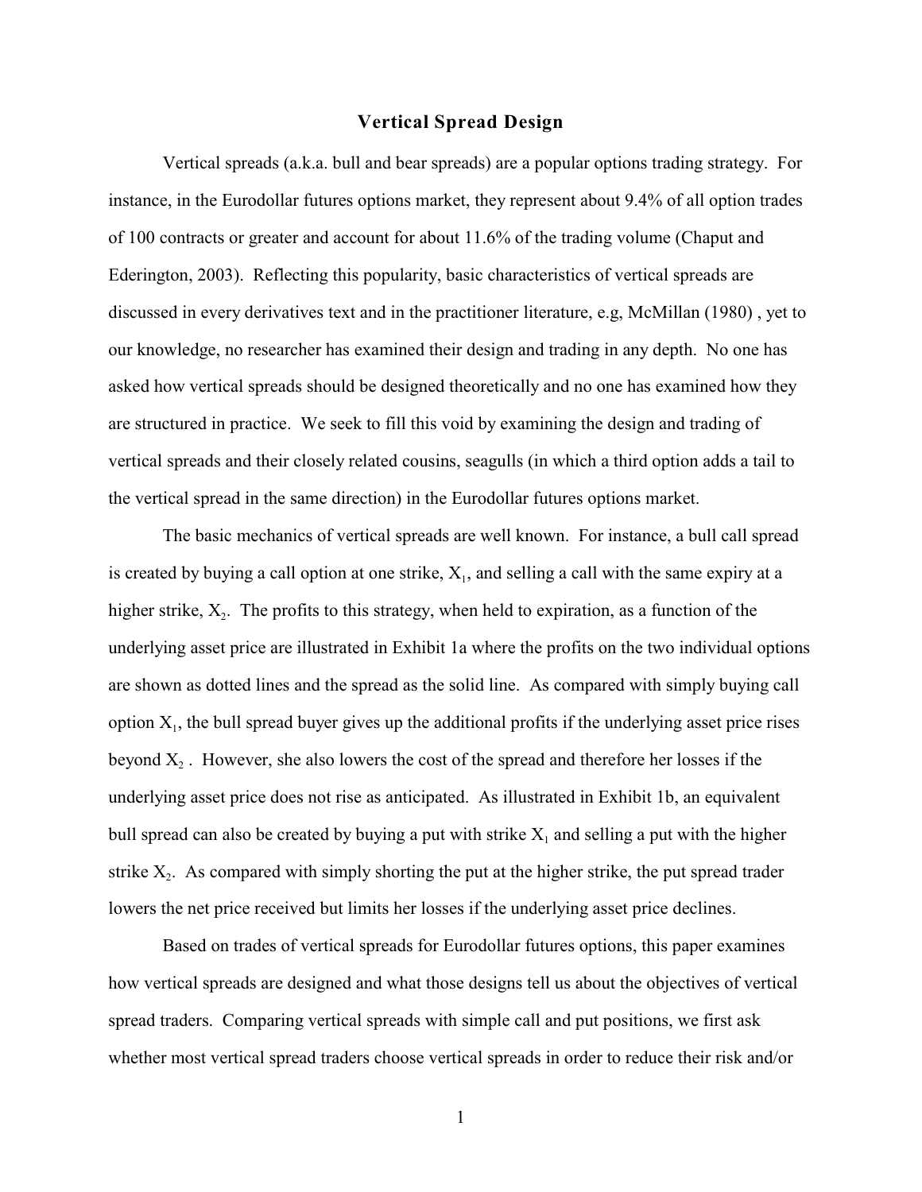## Vertical Spread Design

Vertical spreads (a.k.a. bull and bear spreads) are a popular options trading strategy. For instance, in the Eurodollar futures options market, they represent about 9.4% of all option trades of 100 contracts or greater and account for about 11.6% of the trading volume (Chaput and Ederington, 2003). Reflecting this popularity, basic characteristics of vertical spreads are discussed in every derivatives text and in the practitioner literature, e.g, McMillan (1980) , yet to our knowledge, no researcher has examined their design and trading in any depth. No one has asked how vertical spreads should be designed theoretically and no one has examined how they are structured in practice. We seek to fill this void by examining the design and trading of vertical spreads and their closely related cousins, seagulls (in which a third option adds a tail to the vertical spread in the same direction) in the Eurodollar futures options market.

The basic mechanics of vertical spreads are well known. For instance, a bull call spread is created by buying a call option at one strike, $X_1$, and selling a call with the same expiry at a higher strike, $X_2$. The profits to this strategy, when held to expiration, as a function of the underlying asset price are illustrated in Exhibit 1a where the profits on the two individual options are shown as dotted lines and the spread as the solid line. As compared with simply buying call option $X_1$, the bull spread buyer gives up the additional profits if the underlying asset price rises beyond $X_2$ . However, she also lowers the cost of the spread and therefore her losses if the underlying asset price does not rise as anticipated. As illustrated in Exhibit 1b, an equivalent bull spread can also be created by buying a put with strike $X_1$ and selling a put with the higher strike $X_2$. As compared with simply shorting the put at the higher strike, the put spread trader lowers the net price received but limits her losses if the underlying asset price declines.

Based on trades of vertical spreads for Eurodollar futures options, this paper examines how vertical spreads are designed and what those designs tell us about the objectives of vertical spread traders. Comparing vertical spreads with simple call and put positions, we first ask whether most vertical spread traders choose vertical spreads in order to reduce their risk and/or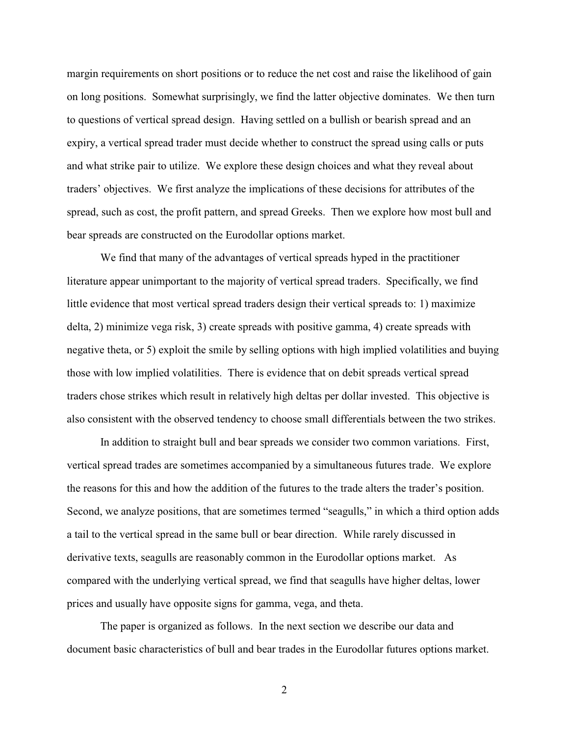margin requirements on short positions or to reduce the net cost and raise the likelihood of gain on long positions. Somewhat surprisingly, we find the latter objective dominates. We then turn to questions of vertical spread design. Having settled on a bullish or bearish spread and an expiry, a vertical spread trader must decide whether to construct the spread using calls or puts and what strike pair to utilize. We explore these design choices and what they reveal about traders' objectives. We first analyze the implications of these decisions for attributes of the spread, such as cost, the profit pattern, and spread Greeks. Then we explore how most bull and bear spreads are constructed on the Eurodollar options market.

We find that many of the advantages of vertical spreads hyped in the practitioner literature appear unimportant to the majority of vertical spread traders. Specifically, we find little evidence that most vertical spread traders design their vertical spreads to: 1) maximize delta, 2) minimize vega risk, 3) create spreads with positive gamma, 4) create spreads with negative theta, or 5) exploit the smile by selling options with high implied volatilities and buying those with low implied volatilities. There is evidence that on debit spreads vertical spread traders chose strikes which result in relatively high deltas per dollar invested. This objective is also consistent with the observed tendency to choose small differentials between the two strikes.

In addition to straight bull and bear spreads we consider two common variations. First, vertical spread trades are sometimes accompanied by a simultaneous futures trade. We explore the reasons for this and how the addition of the futures to the trade alters the trader's position. Second, we analyze positions, that are sometimes termed "seagulls," in which a third option adds a tail to the vertical spread in the same bull or bear direction. While rarely discussed in derivative texts, seagulls are reasonably common in the Eurodollar options market. As compared with the underlying vertical spread, we find that seagulls have higher deltas, lower prices and usually have opposite signs for gamma, vega, and theta.

The paper is organized as follows. In the next section we describe our data and document basic characteristics of bull and bear trades in the Eurodollar futures options market.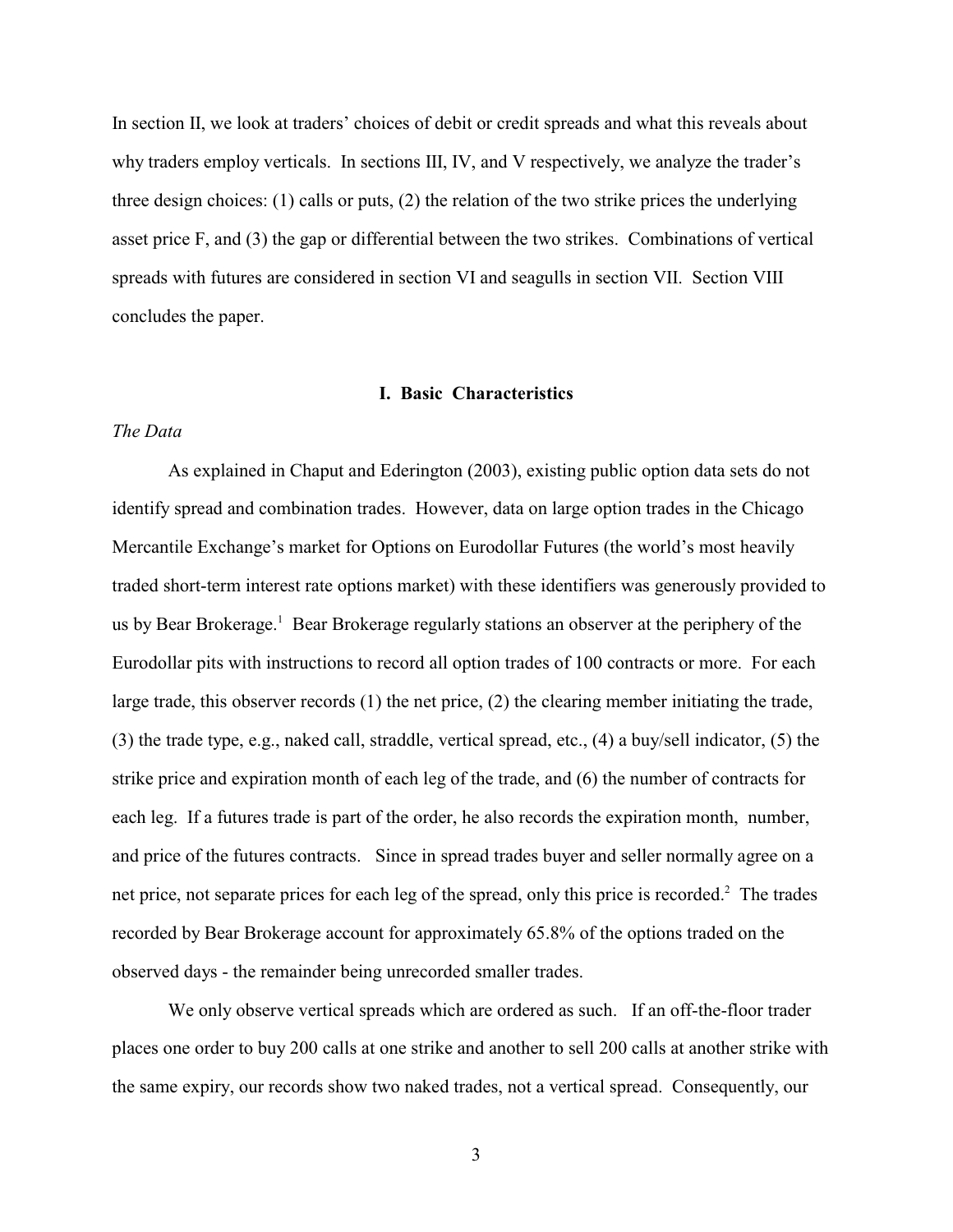In section II, we look at traders' choices of debit or credit spreads and what this reveals about why traders employ verticals. In sections III, IV, and V respectively, we analyze the trader's three design choices: (1) calls or puts, (2) the relation of the two strike prices the underlying asset price F, and (3) the gap or differential between the two strikes. Combinations of vertical spreads with futures are considered in section VI and seagulls in section VII. Section VIII concludes the paper.

## I. Basic Characteristics

*The Data*

As explained in Chaput and Ederington (2003), existing public option data sets do not identify spread and combination trades. However, data on large option trades in the Chicago Mercantile Exchange's market for Options on Eurodollar Futures (the world's most heavily traded short-term interest rate options market) with these identifiers was generously provided to us by Bear Brokerage.[1] Bear Brokerage regularly stations an observer at the periphery of the Eurodollar pits with instructions to record all option trades of 100 contracts or more. For each large trade, this observer records (1) the net price, (2) the clearing member initiating the trade, (3) the trade type, e.g., naked call, straddle, vertical spread, etc., (4) a buy/sell indicator, (5) the strike price and expiration month of each leg of the trade, and (6) the number of contracts for each leg. If a futures trade is part of the order, he also records the expiration month, number, and price of the futures contracts. Since in spread trades buyer and seller normally agree on a net price, not separate prices for each leg of the spread, only this price is recorded.[2] The trades recorded by Bear Brokerage account for approximately 65.8% of the options traded on the observed days - the remainder being unrecorded smaller trades.

We only observe vertical spreads which are ordered as such. If an off-the-floor trader places one order to buy 200 calls at one strike and another to sell 200 calls at another strike with the same expiry, our records show two naked trades, not a vertical spread. Consequently, our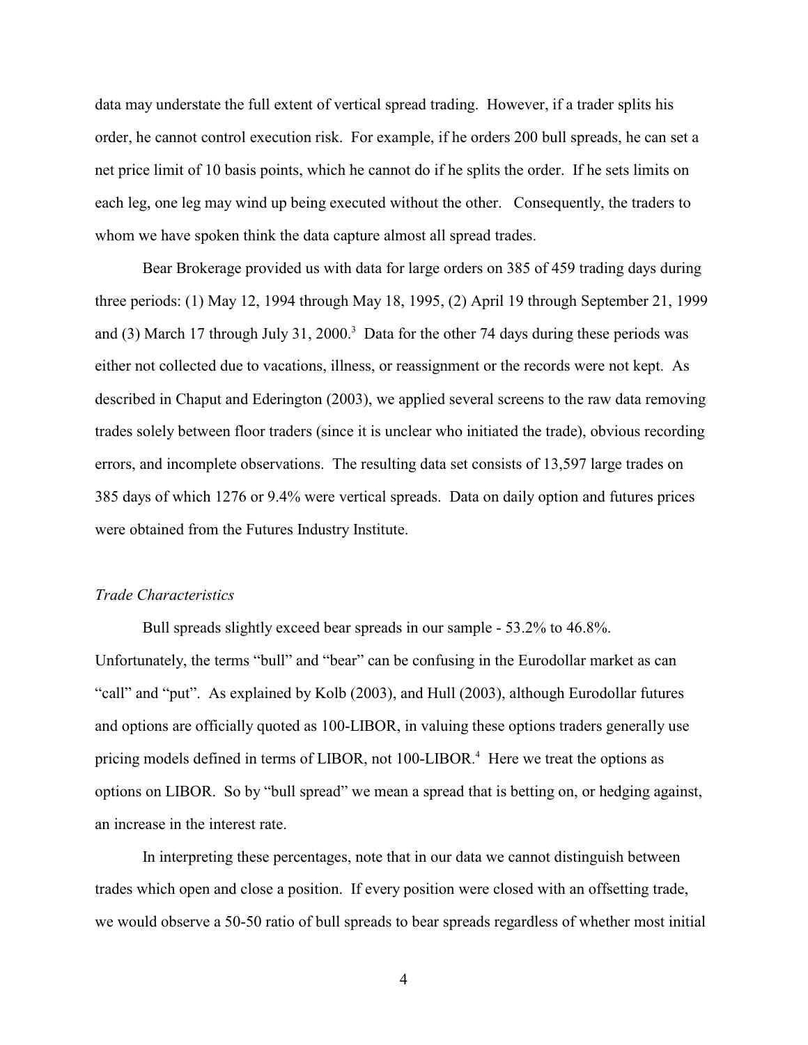data may understate the full extent of vertical spread trading. However, if a trader splits his order, he cannot control execution risk. For example, if he orders 200 bull spreads, he can set a net price limit of 10 basis points, which he cannot do if he splits the order. If he sets limits on each leg, one leg may wind up being executed without the other. Consequently, the traders to whom we have spoken think the data capture almost all spread trades.

Bear Brokerage provided us with data for large orders on 385 of 459 trading days during three periods: (1) May 12, 1994 through May 18, 1995, (2) April 19 through September 21, 1999 and (3) March 17 through July 31, 2000.[3] Data for the other 74 days during these periods was either not collected due to vacations, illness, or reassignment or the records were not kept. As described in Chaput and Ederington (2003), we applied several screens to the raw data removing trades solely between floor traders (since it is unclear who initiated the trade), obvious recording errors, and incomplete observations. The resulting data set consists of 13,597 large trades on 385 days of which 1276 or 9.4% were vertical spreads. Data on daily option and futures prices were obtained from the Futures Industry Institute.

*Trade Characteristics*

Bull spreads slightly exceed bear spreads in our sample - 53.2% to 46.8%. Unfortunately, the terms "bull" and "bear" can be confusing in the Eurodollar market as can "call" and "put". As explained by Kolb (2003), and Hull (2003), although Eurodollar futures and options are officially quoted as 100-LIBOR, in valuing these options traders generally use pricing models defined in terms of LIBOR, not 100-LIBOR.[4] Here we treat the options as options on LIBOR. So by "bull spread" we mean a spread that is betting on, or hedging against, an increase in the interest rate.

In interpreting these percentages, note that in our data we cannot distinguish between trades which open and close a position. If every position were closed with an offsetting trade, we would observe a 50-50 ratio of bull spreads to bear spreads regardless of whether most initial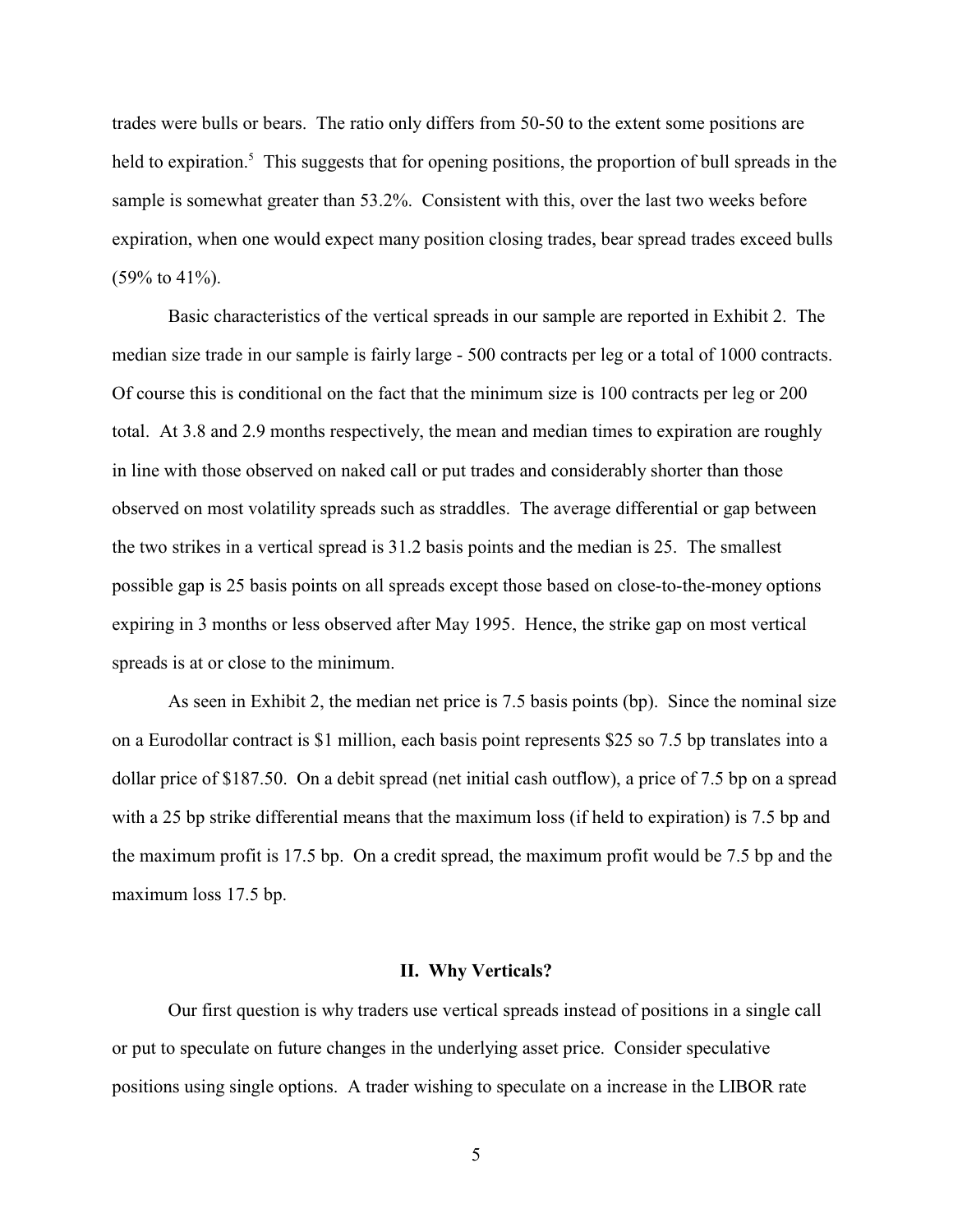trades were bulls or bears. The ratio only differs from 50-50 to the extent some positions are held to expiration.[5] This suggests that for opening positions, the proportion of bull spreads in the sample is somewhat greater than 53.2%. Consistent with this, over the last two weeks before expiration, when one would expect many position closing trades, bear spread trades exceed bulls (59% to 41%).

Basic characteristics of the vertical spreads in our sample are reported in Exhibit 2. The median size trade in our sample is fairly large - 500 contracts per leg or a total of 1000 contracts. Of course this is conditional on the fact that the minimum size is 100 contracts per leg or 200 total. At 3.8 and 2.9 months respectively, the mean and median times to expiration are roughly in line with those observed on naked call or put trades and considerably shorter than those observed on most volatility spreads such as straddles. The average differential or gap between the two strikes in a vertical spread is 31.2 basis points and the median is 25. The smallest possible gap is 25 basis points on all spreads except those based on close-to-the-money options expiring in 3 months or less observed after May 1995. Hence, the strike gap on most vertical spreads is at or close to the minimum.

As seen in Exhibit 2, the median net price is 7.5 basis points (bp). Since the nominal size on a Eurodollar contract is $1 million, each basis point represents $25 so 7.5 bp translates into a dollar price of $187.50. On a debit spread (net initial cash outflow), a price of 7.5 bp on a spread with a 25 bp strike differential means that the maximum loss (if held to expiration) is 7.5 bp and the maximum profit is 17.5 bp. On a credit spread, the maximum profit would be 7.5 bp and the maximum loss 17.5 bp.

## II. Why Verticals?

Our first question is why traders use vertical spreads instead of positions in a single call or put to speculate on future changes in the underlying asset price. Consider speculative positions using single options. A trader wishing to speculate on a increase in the LIBOR rate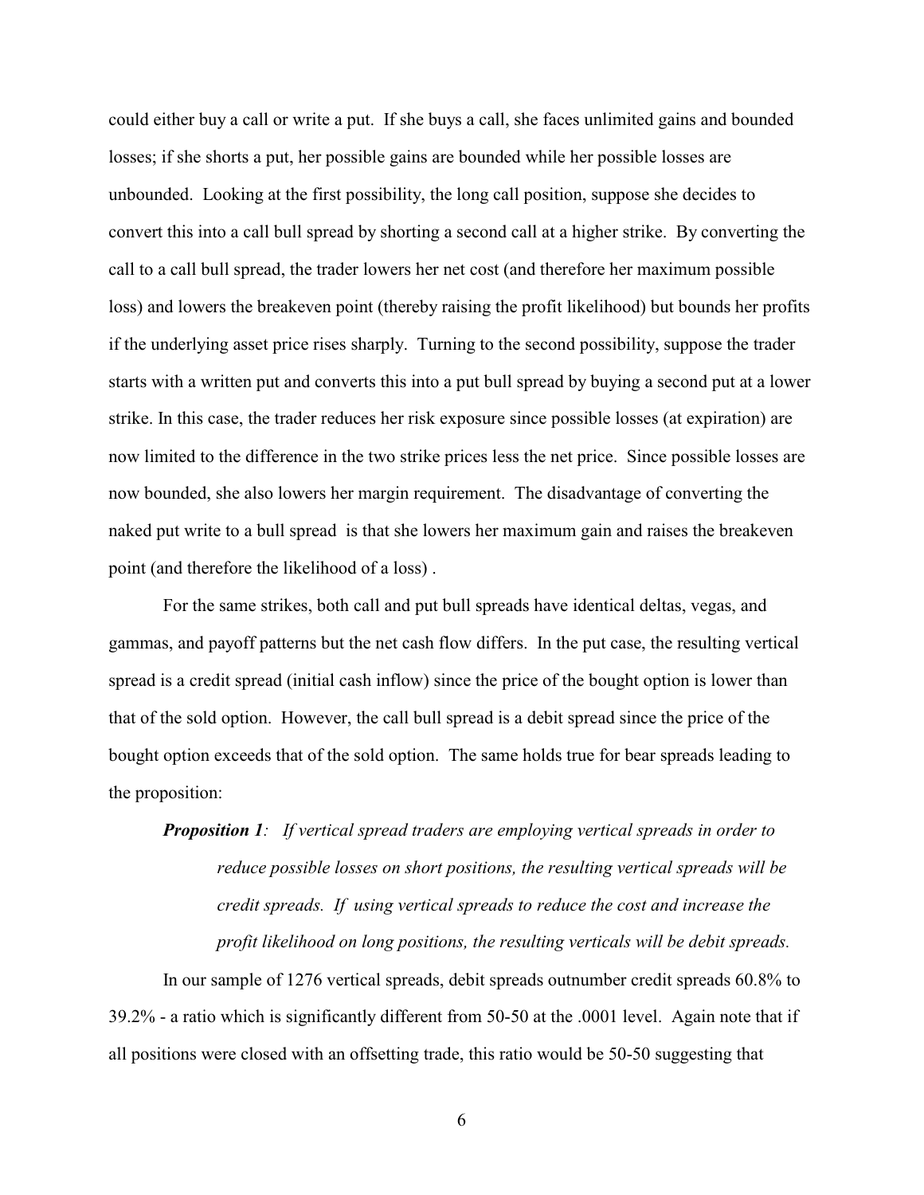could either buy a call or write a put. If she buys a call, she faces unlimited gains and bounded losses; if she shorts a put, her possible gains are bounded while her possible losses are unbounded. Looking at the first possibility, the long call position, suppose she decides to convert this into a call bull spread by shorting a second call at a higher strike. By converting the call to a call bull spread, the trader lowers her net cost (and therefore her maximum possible loss) and lowers the breakeven point (thereby raising the profit likelihood) but bounds her profits if the underlying asset price rises sharply. Turning to the second possibility, suppose the trader starts with a written put and converts this into a put bull spread by buying a second put at a lower strike. In this case, the trader reduces her risk exposure since possible losses (at expiration) are now limited to the difference in the two strike prices less the net price. Since possible losses are now bounded, she also lowers her margin requirement. The disadvantage of converting the naked put write to a bull spread is that she lowers her maximum gain and raises the breakeven point (and therefore the likelihood of a loss) .

For the same strikes, both call and put bull spreads have identical deltas, vegas, and gammas, and payoff patterns but the net cash flow differs. In the put case, the resulting vertical spread is a credit spread (initial cash inflow) since the price of the bought option is lower than that of the sold option. However, the call bull spread is a debit spread since the price of the bought option exceeds that of the sold option. The same holds true for bear spreads leading to the proposition:

> ***Proposition 1****: If vertical spread traders are employing vertical spreads in order to reduce possible losses on short positions, the resulting vertical spreads will be credit spreads. If using vertical spreads to reduce the cost and increase the profit likelihood on long positions, the resulting verticals will be debit spreads.*

In our sample of 1276 vertical spreads, debit spreads outnumber credit spreads 60.8% to 39.2% - a ratio which is significantly different from 50-50 at the .0001 level. Again note that if all positions were closed with an offsetting trade, this ratio would be 50-50 suggesting that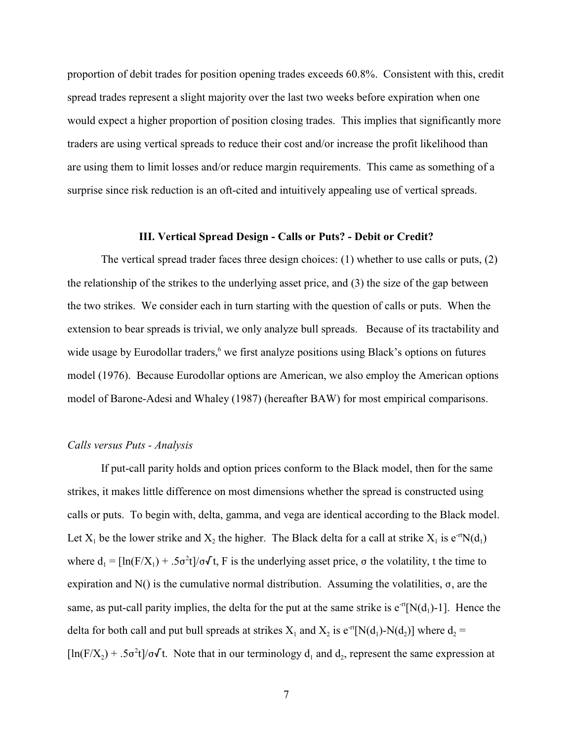proportion of debit trades for position opening trades exceeds 60.8%. Consistent with this, credit spread trades represent a slight majority over the last two weeks before expiration when one would expect a higher proportion of position closing trades. This implies that significantly more traders are using vertical spreads to reduce their cost and/or increase the profit likelihood than are using them to limit losses and/or reduce margin requirements. This came as something of a surprise since risk reduction is an oft-cited and intuitively appealing use of vertical spreads.

### III. Vertical Spread Design - Calls or Puts? - Debit or Credit?

The vertical spread trader faces three design choices: (1) whether to use calls or puts, (2) the relationship of the strikes to the underlying asset price, and (3) the size of the gap between the two strikes. We consider each in turn starting with the question of calls or puts. When the extension to bear spreads is trivial, we only analyze bull spreads. Because of its tractability and wide usage by Eurodollar traders,[6] we first analyze positions using Black's options on futures model (1976). Because Eurodollar options are American, we also employ the American options model of Barone-Adesi and Whaley (1987) (hereafter BAW) for most empirical comparisons.

*Calls versus Puts - Analysis*

If put-call parity holds and option prices conform to the Black model, then for the same strikes, it makes little difference on most dimensions whether the spread is constructed using calls or puts. To begin with, delta, gamma, and vega are identical according to the Black model. Let $X_1$ be the lower strike and $X_2$ the higher. The Black delta for a call at strike $X_1$ is $e^{-rt}N(d_1)$ where $d_1 = [\ln(F/X_1) + .5\sigma^2 t]/\sigma\sqrt{t}$, F is the underlying asset price, σ the volatility, t the time to expiration and N() is the cumulative normal distribution. Assuming the volatilities, σ, are the same, as put-call parity implies, the delta for the put at the same strike is $e^{-rt}[N(d_1)-1]$. Hence the delta for both call and put bull spreads at strikes $X_1$ and $X_2$ is $e^{-rt}[N(d_1)-N(d_2)]$ where $d_2 = [\ln(F/X_2) + .5\sigma^2 t]/\sigma\sqrt{t}$. Note that in our terminology $d_1$ and $d_2$, represent the same expression at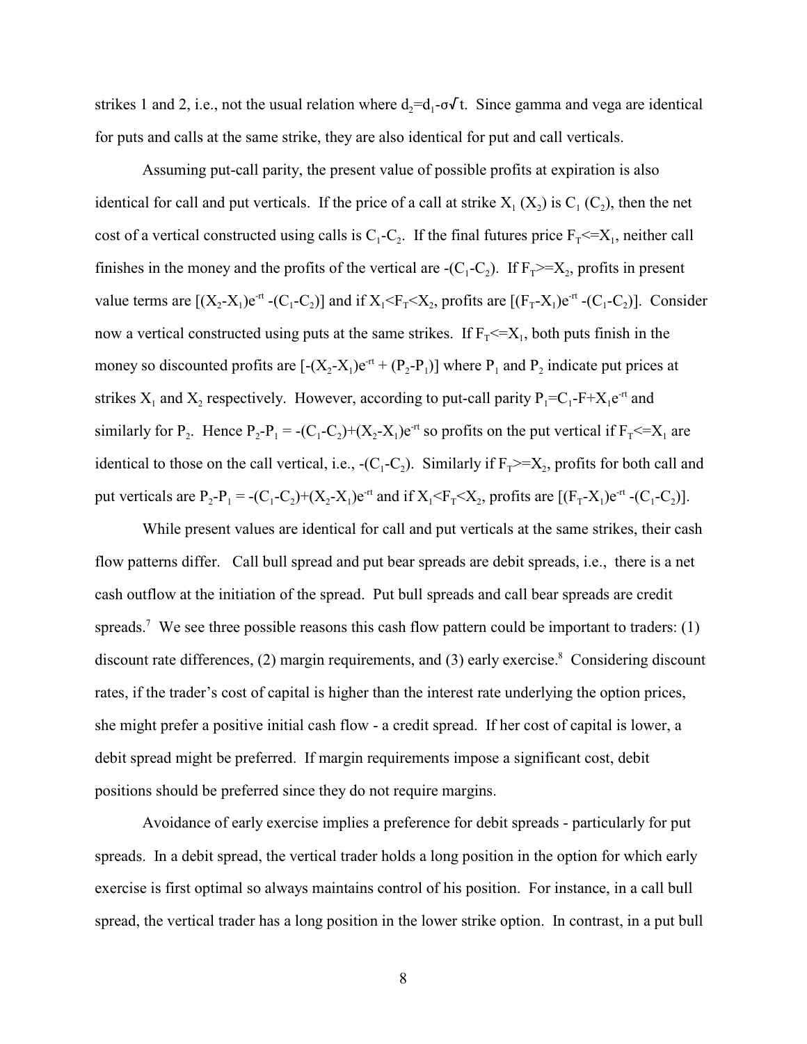strikes 1 and 2, i.e., not the usual relation where $d_2=d_1-\sigma\sqrt{t}$. Since gamma and vega are identical for puts and calls at the same strike, they are also identical for put and call verticals.

Assuming put-call parity, the present value of possible profits at expiration is also identical for call and put verticals. If the price of a call at strike $X_1$ ($X_2$) is $C_1$ ($C_2$), then the net cost of a vertical constructed using calls is $C_1-C_2$. If the final futures price $F_T<=X_1$, neither call finishes in the money and the profits of the vertical are $-(C_1-C_2)$. If $F_T>=X_2$, profits in present value terms are $[(X_2-X_1)e^{-rt} -(C_1-C_2)]$ and if $X_1<F_T<X_2$, profits are $[(F_T-X_1)e^{-rt} -(C_1-C_2)]$. Consider now a vertical constructed using puts at the same strikes. If $F_T<=X_1$, both puts finish in the money so discounted profits are $[-(X_2-X_1)e^{-rt} + (P_2-P_1)]$ where $P_1$ and $P_2$ indicate put prices at strikes $X_1$ and $X_2$ respectively. However, according to put-call parity $P_1=C_1-F+X_1e^{-rt}$ and similarly for $P_2$. Hence $P_2-P_1 = -(C_1-C_2)+(X_2-X_1)e^{-rt}$ so profits on the put vertical if $F_T<=X_1$ are identical to those on the call vertical, i.e., $-(C_1-C_2)$. Similarly if $F_T>=X_2$, profits for both call and put verticals are $P_2-P_1 = -(C_1-C_2)+(X_2-X_1)e^{-rt}$ and if $X_1<F_T<X_2$, profits are $[(F_T-X_1)e^{-rt} -(C_1-C_2)]$.

While present values are identical for call and put verticals at the same strikes, their cash flow patterns differ. Call bull spread and put bear spreads are debit spreads, i.e., there is a net cash outflow at the initiation of the spread. Put bull spreads and call bear spreads are credit spreads.[7] We see three possible reasons this cash flow pattern could be important to traders: (1) discount rate differences, (2) margin requirements, and (3) early exercise.[8] Considering discount rates, if the trader's cost of capital is higher than the interest rate underlying the option prices, she might prefer a positive initial cash flow - a credit spread. If her cost of capital is lower, a debit spread might be preferred. If margin requirements impose a significant cost, debit positions should be preferred since they do not require margins.

Avoidance of early exercise implies a preference for debit spreads - particularly for put spreads. In a debit spread, the vertical trader holds a long position in the option for which early exercise is first optimal so always maintains control of his position. For instance, in a call bull spread, the vertical trader has a long position in the lower strike option. In contrast, in a put bull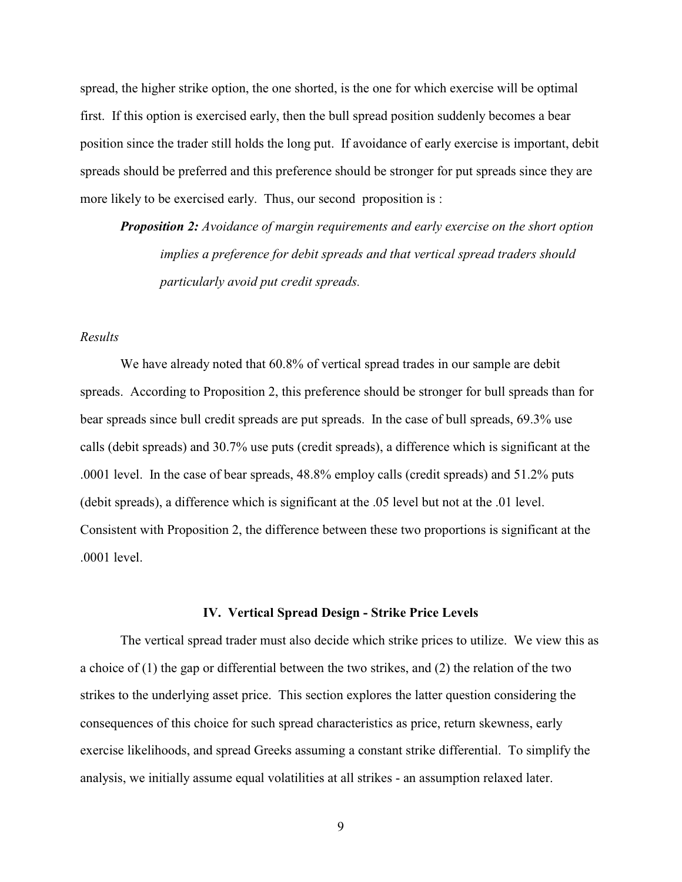spread, the higher strike option, the one shorted, is the one for which exercise will be optimal first. If this option is exercised early, then the bull spread position suddenly becomes a bear position since the trader still holds the long put. If avoidance of early exercise is important, debit spreads should be preferred and this preference should be stronger for put spreads since they are more likely to be exercised early. Thus, our second proposition is :

> ***Proposition 2:*** *Avoidance of margin requirements and early exercise on the short option implies a preference for debit spreads and that vertical spread traders should particularly avoid put credit spreads.*

*Results*

We have already noted that 60.8% of vertical spread trades in our sample are debit spreads. According to Proposition 2, this preference should be stronger for bull spreads than for bear spreads since bull credit spreads are put spreads. In the case of bull spreads, 69.3% use calls (debit spreads) and 30.7% use puts (credit spreads), a difference which is significant at the .0001 level. In the case of bear spreads, 48.8% employ calls (credit spreads) and 51.2% puts (debit spreads), a difference which is significant at the .05 level but not at the .01 level. Consistent with Proposition 2, the difference between these two proportions is significant at the .0001 level.

## IV. Vertical Spread Design - Strike Price Levels

The vertical spread trader must also decide which strike prices to utilize. We view this as a choice of (1) the gap or differential between the two strikes, and (2) the relation of the two strikes to the underlying asset price. This section explores the latter question considering the consequences of this choice for such spread characteristics as price, return skewness, early exercise likelihoods, and spread Greeks assuming a constant strike differential. To simplify the analysis, we initially assume equal volatilities at all strikes - an assumption relaxed later.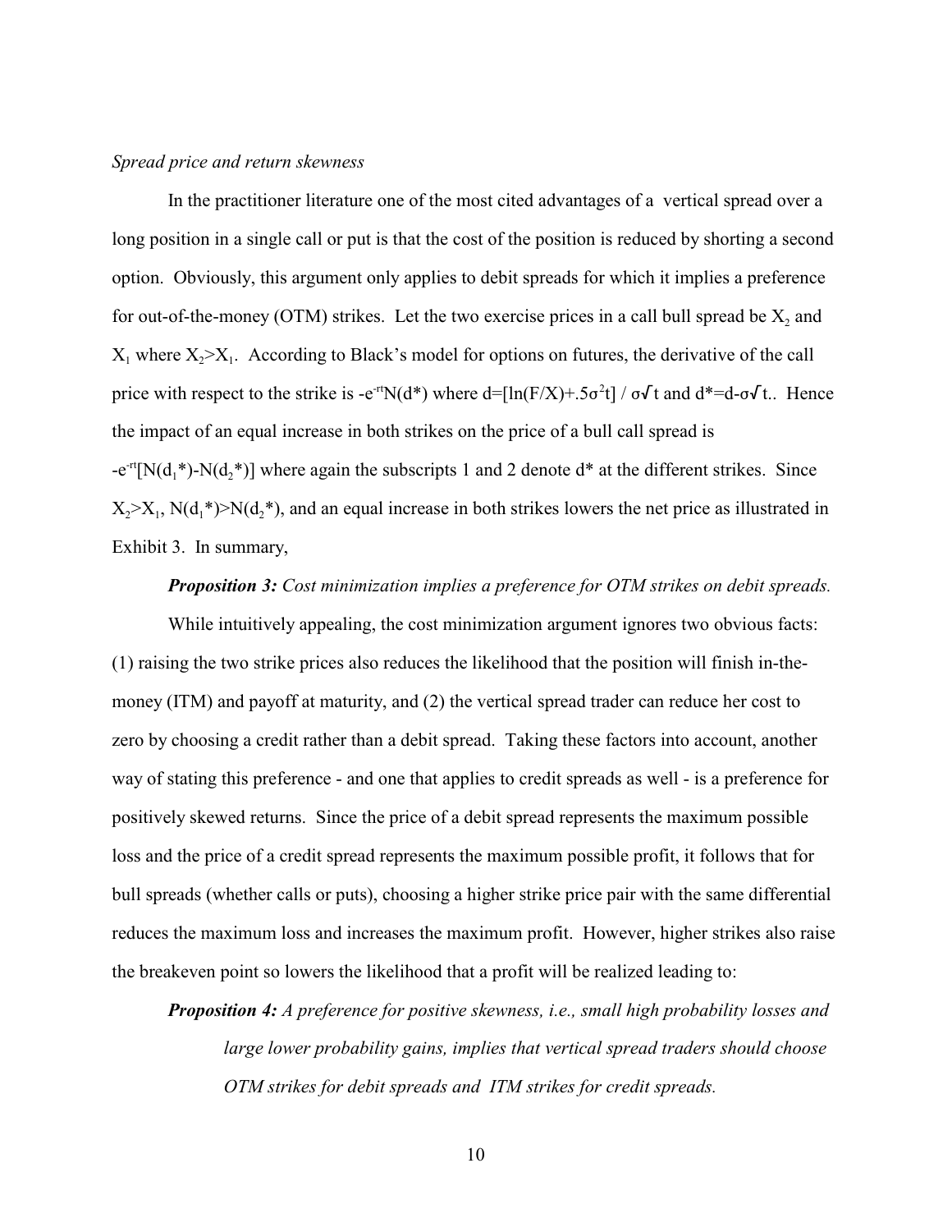*Spread price and return skewness*

In the practitioner literature one of the most cited advantages of a vertical spread over a long position in a single call or put is that the cost of the position is reduced by shorting a second option. Obviously, this argument only applies to debit spreads for which it implies a preference for out-of-the-money (OTM) strikes. Let the two exercise prices in a call bull spread be $X_2$ and $X_1$ where $X_2>X_1$. According to Black's model for options on futures, the derivative of the call price with respect to the strike is $-e^{-rt}N(d^*)$ where $d=[\ln(F/X)+.5\sigma^2 t] / \sigma\sqrt{t}$ and $d^*=d-\sigma\sqrt{t}$.. Hence the impact of an equal increase in both strikes on the price of a bull call spread is $-e^{-rt}[N(d_1^*)-N(d_2^*)]$ where again the subscripts 1 and 2 denote $d^*$ at the different strikes. Since $X_2>X_1$, $N(d_1^*)>N(d_2^*)$, and an equal increase in both strikes lowers the net price as illustrated in Exhibit 3. In summary,

***Proposition 3:*** *Cost minimization implies a preference for OTM strikes on debit spreads.*

While intuitively appealing, the cost minimization argument ignores two obvious facts: (1) raising the two strike prices also reduces the likelihood that the position will finish in-the-money (ITM) and payoff at maturity, and (2) the vertical spread trader can reduce her cost to zero by choosing a credit rather than a debit spread. Taking these factors into account, another way of stating this preference - and one that applies to credit spreads as well - is a preference for positively skewed returns. Since the price of a debit spread represents the maximum possible loss and the price of a credit spread represents the maximum possible profit, it follows that for bull spreads (whether calls or puts), choosing a higher strike price pair with the same differential reduces the maximum loss and increases the maximum profit. However, higher strikes also raise the breakeven point so lowers the likelihood that a profit will be realized leading to:

***Proposition 4:*** *A preference for positive skewness, i.e., small high probability losses and large lower probability gains, implies that vertical spread traders should choose OTM strikes for debit spreads and ITM strikes for credit spreads.*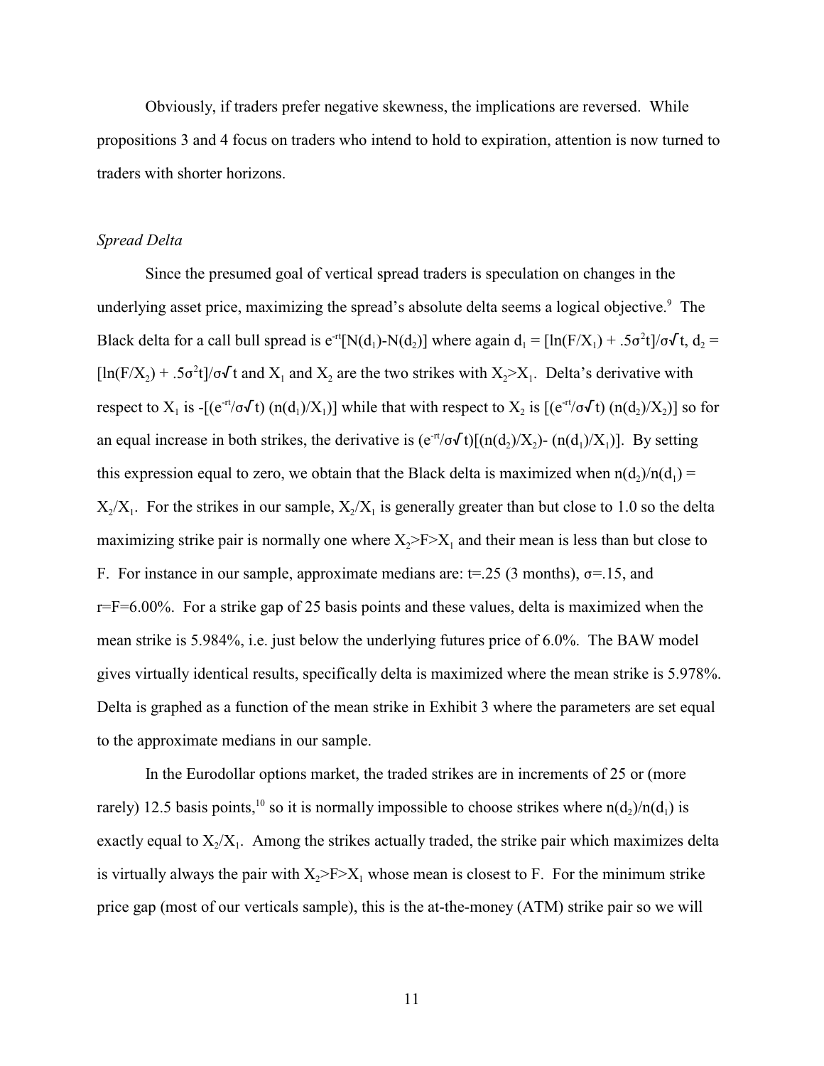Obviously, if traders prefer negative skewness, the implications are reversed. While propositions 3 and 4 focus on traders who intend to hold to expiration, attention is now turned to traders with shorter horizons.

*Spread Delta*

Since the presumed goal of vertical spread traders is speculation on changes in the underlying asset price, maximizing the spread's absolute delta seems a logical objective.[9] The Black delta for a call bull spread is $e^{-rt}[N(d_1)-N(d_2)]$ where again $d_1 = [\ln(F/X_1) + .5\sigma^2 t]/\sigma\sqrt{t}$, $d_2 = [\ln(F/X_2) + .5\sigma^2 t]/\sigma\sqrt{t}$ and $X_1$ and $X_2$ are the two strikes with $X_2 > X_1$. Delta's derivative with respect to $X_1$ is $-[(e^{-rt}/\sigma\sqrt{t})\,(n(d_1)/X_1)]$ while that with respect to $X_2$ is $[(e^{-rt}/\sigma\sqrt{t})\,(n(d_2)/X_2)]$ so for an equal increase in both strikes, the derivative is $(e^{-rt}/\sigma\sqrt{t})[(n(d_2)/X_2) - (n(d_1)/X_1)]$. By setting this expression equal to zero, we obtain that the Black delta is maximized when $n(d_2)/n(d_1) = X_2/X_1$. For the strikes in our sample, $X_2/X_1$ is generally greater than but close to 1.0 so the delta maximizing strike pair is normally one where $X_2 > F > X_1$ and their mean is less than but close to F. For instance in our sample, approximate medians are: $t=.25$ (3 months), $\sigma=.15$, and $r=F=6.00\%$. For a strike gap of 25 basis points and these values, delta is maximized when the mean strike is 5.984%, i.e. just below the underlying futures price of 6.0%. The BAW model gives virtually identical results, specifically delta is maximized where the mean strike is 5.978%. Delta is graphed as a function of the mean strike in Exhibit 3 where the parameters are set equal to the approximate medians in our sample.

In the Eurodollar options market, the traded strikes are in increments of 25 or (more rarely) 12.5 basis points,[10] so it is normally impossible to choose strikes where $n(d_2)/n(d_1)$ is exactly equal to $X_2/X_1$. Among the strikes actually traded, the strike pair which maximizes delta is virtually always the pair with $X_2 > F > X_1$ whose mean is closest to F. For the minimum strike price gap (most of our verticals sample), this is the at-the-money (ATM) strike pair so we will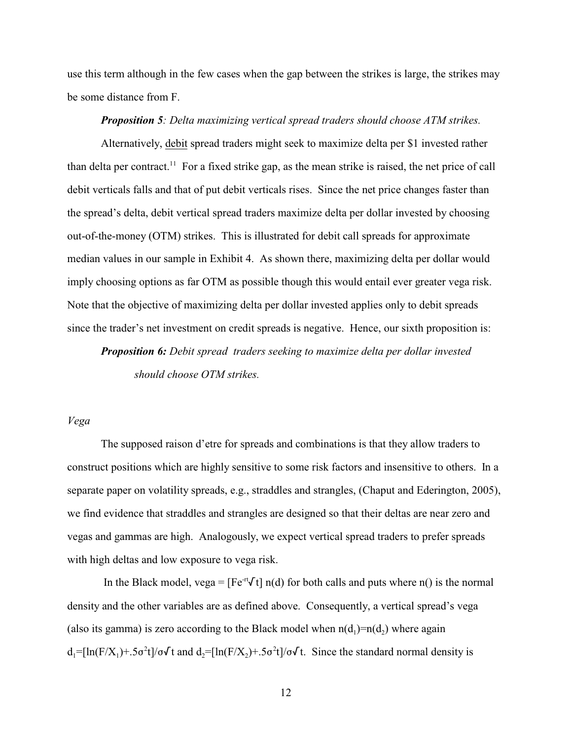use this term although in the few cases when the gap between the strikes is large, the strikes may be some distance from F.

***Proposition 5**: Delta maximizing vertical spread traders should choose ATM strikes.*

Alternatively, debit spread traders might seek to maximize delta per $1 invested rather than delta per contract.[11] For a fixed strike gap, as the mean strike is raised, the net price of call debit verticals falls and that of put debit verticals rises. Since the net price changes faster than the spread's delta, debit vertical spread traders maximize delta per dollar invested by choosing out-of-the-money (OTM) strikes. This is illustrated for debit call spreads for approximate median values in our sample in Exhibit 4. As shown there, maximizing delta per dollar would imply choosing options as far OTM as possible though this would entail ever greater vega risk. Note that the objective of maximizing delta per dollar invested applies only to debit spreads since the trader's net investment on credit spreads is negative. Hence, our sixth proposition is:

***Proposition 6:** Debit spread traders seeking to maximize delta per dollar invested should choose OTM strikes.*

*Vega*

The supposed raison d'etre for spreads and combinations is that they allow traders to construct positions which are highly sensitive to some risk factors and insensitive to others. In a separate paper on volatility spreads, e.g., straddles and strangles, (Chaput and Ederington, 2005), we find evidence that straddles and strangles are designed so that their deltas are near zero and vegas and gammas are high. Analogously, we expect vertical spread traders to prefer spreads with high deltas and low exposure to vega risk.

In the Black model, vega = $[Fe^{-rt}\sqrt{t}]\, n(d)$ for both calls and puts where n() is the normal density and the other variables are as defined above. Consequently, a vertical spread's vega (also its gamma) is zero according to the Black model when $n(d_1)=n(d_2)$ where again $d_1=[\ln(F/X_1)+.5\sigma^2 t]/\sigma\sqrt{t}$ and $d_2=[\ln(F/X_2)+.5\sigma^2 t]/\sigma\sqrt{t}$. Since the standard normal density is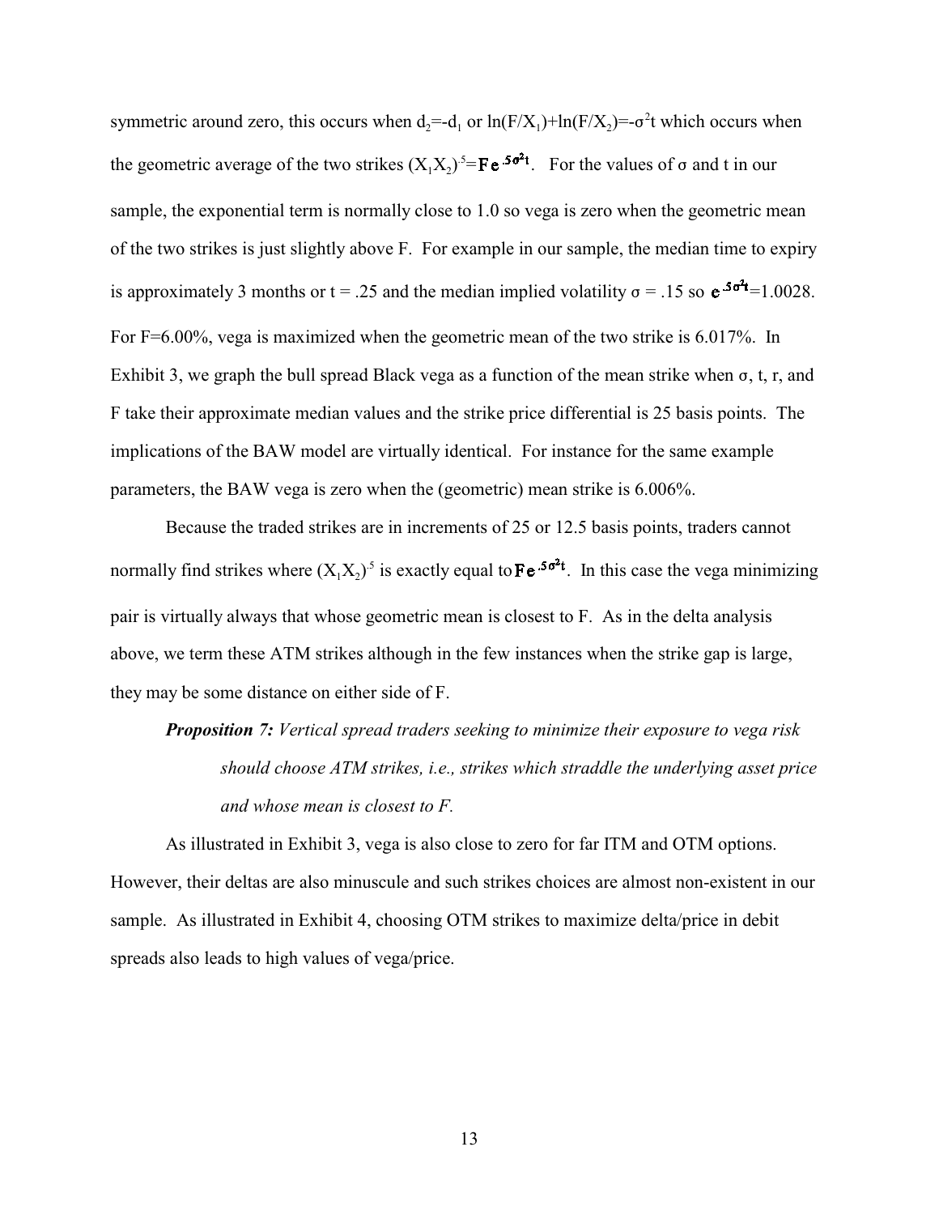symmetric around zero, this occurs when $d_2$=-$d_1$ or $\ln(F/X_1)+\ln(F/X_2)=-\sigma^2 t$ which occurs when the geometric average of the two strikes $(X_1X_2)^{.5}=\mathbf{F}e^{.5\sigma^2 t}$. For the values of σ and t in our sample, the exponential term is normally close to 1.0 so vega is zero when the geometric mean of the two strikes is just slightly above F. For example in our sample, the median time to expiry is approximately 3 months or t = .25 and the median implied volatility σ = .15 so $e^{.5\sigma^2 t}$=1.0028. For F=6.00%, vega is maximized when the geometric mean of the two strike is 6.017%. In Exhibit 3, we graph the bull spread Black vega as a function of the mean strike when σ, t, r, and F take their approximate median values and the strike price differential is 25 basis points. The implications of the BAW model are virtually identical. For instance for the same example parameters, the BAW vega is zero when the (geometric) mean strike is 6.006%.

Because the traded strikes are in increments of 25 or 12.5 basis points, traders cannot normally find strikes where $(X_1X_2)^{.5}$ is exactly equal to $\mathbf{F}e^{.5\sigma^2 t}$. In this case the vega minimizing pair is virtually always that whose geometric mean is closest to F. As in the delta analysis above, we term these ATM strikes although in the few instances when the strike gap is large, they may be some distance on either side of F.

> ***Proposition 7:*** *Vertical spread traders seeking to minimize their exposure to vega risk should choose ATM strikes, i.e., strikes which straddle the underlying asset price and whose mean is closest to F.*

As illustrated in Exhibit 3, vega is also close to zero for far ITM and OTM options. However, their deltas are also minuscule and such strikes choices are almost non-existent in our sample. As illustrated in Exhibit 4, choosing OTM strikes to maximize delta/price in debit spreads also leads to high values of vega/price.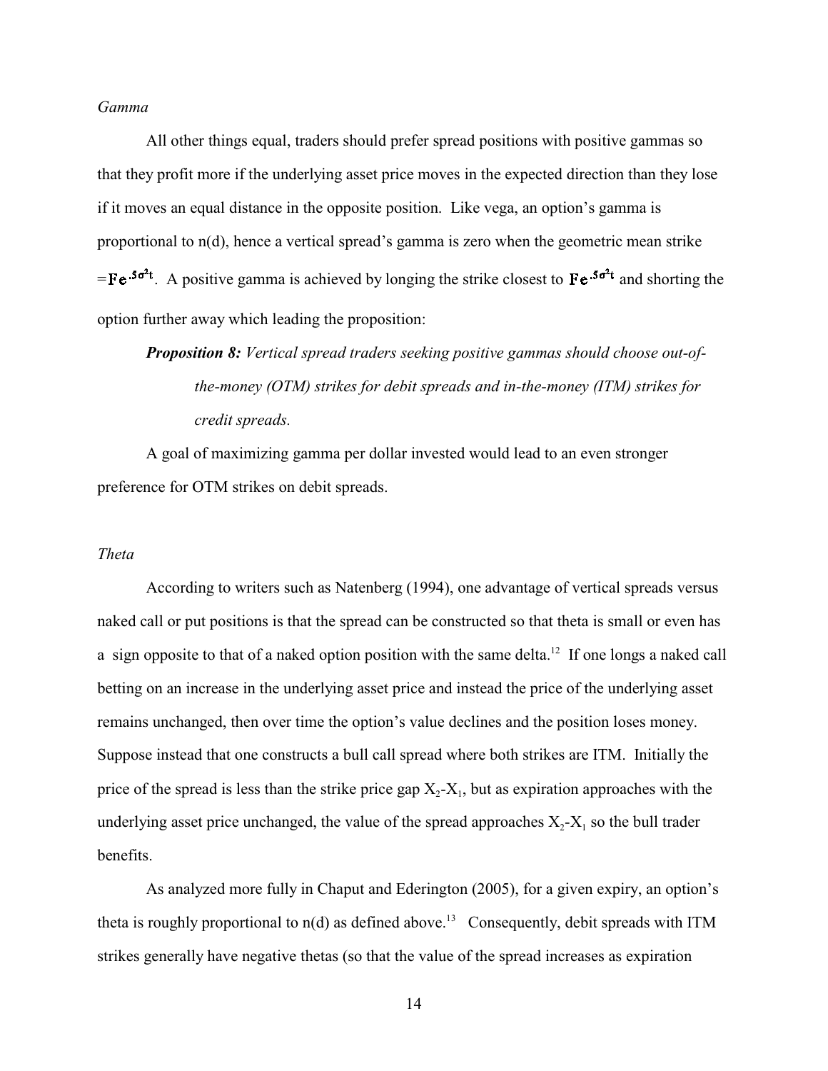*Gamma*

All other things equal, traders should prefer spread positions with positive gammas so that they profit more if the underlying asset price moves in the expected direction than they lose if it moves an equal distance in the opposite position. Like vega, an option's gamma is proportional to n(d), hence a vertical spread's gamma is zero when the geometric mean strike $=\mathbf{F}\mathbf{e}^{.5\sigma^2 t}$. A positive gamma is achieved by longing the strike closest to $\mathbf{F}\mathbf{e}^{.5\sigma^2 t}$ and shorting the option further away which leading the proposition:

> ***Proposition 8:*** *Vertical spread traders seeking positive gammas should choose out-of-the-money (OTM) strikes for debit spreads and in-the-money (ITM) strikes for credit spreads.*

A goal of maximizing gamma per dollar invested would lead to an even stronger preference for OTM strikes on debit spreads.

*Theta*

According to writers such as Natenberg (1994), one advantage of vertical spreads versus naked call or put positions is that the spread can be constructed so that theta is small or even has a sign opposite to that of a naked option position with the same delta.[12] If one longs a naked call betting on an increase in the underlying asset price and instead the price of the underlying asset remains unchanged, then over time the option's value declines and the position loses money. Suppose instead that one constructs a bull call spread where both strikes are ITM. Initially the price of the spread is less than the strike price gap $X_2$-$X_1$, but as expiration approaches with the underlying asset price unchanged, the value of the spread approaches $X_2$-$X_1$ so the bull trader benefits.

As analyzed more fully in Chaput and Ederington (2005), for a given expiry, an option's theta is roughly proportional to n(d) as defined above.[13] Consequently, debit spreads with ITM strikes generally have negative thetas (so that the value of the spread increases as expiration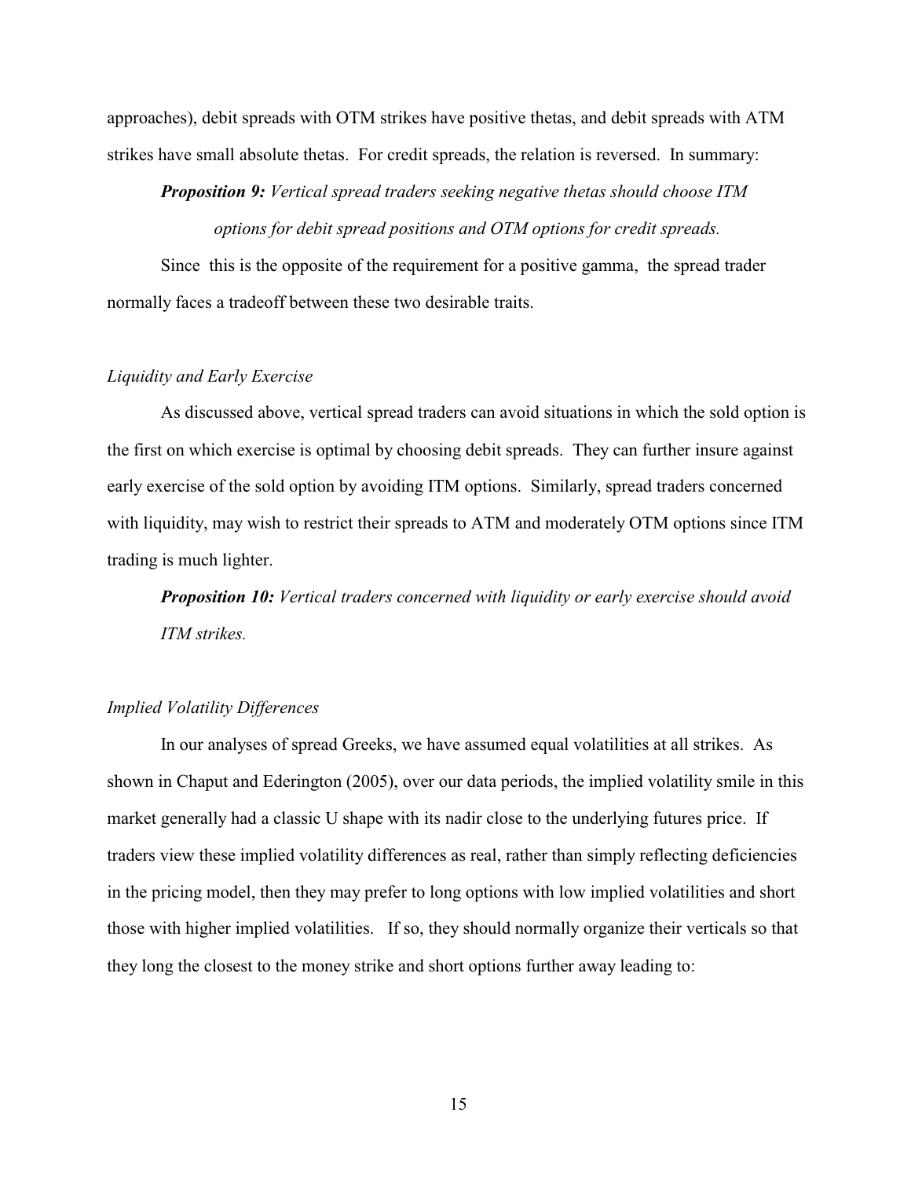approaches), debit spreads with OTM strikes have positive thetas, and debit spreads with ATM strikes have small absolute thetas. For credit spreads, the relation is reversed. In summary:

> ***Proposition 9:*** *Vertical spread traders seeking negative thetas should choose ITM options for debit spread positions and OTM options for credit spreads.*

Since this is the opposite of the requirement for a positive gamma, the spread trader normally faces a tradeoff between these two desirable traits.

*Liquidity and Early Exercise*

As discussed above, vertical spread traders can avoid situations in which the sold option is the first on which exercise is optimal by choosing debit spreads. They can further insure against early exercise of the sold option by avoiding ITM options. Similarly, spread traders concerned with liquidity, may wish to restrict their spreads to ATM and moderately OTM options since ITM trading is much lighter.

> ***Proposition 10:*** *Vertical traders concerned with liquidity or early exercise should avoid ITM strikes.*

*Implied Volatility Differences*

In our analyses of spread Greeks, we have assumed equal volatilities at all strikes. As shown in Chaput and Ederington (2005), over our data periods, the implied volatility smile in this market generally had a classic U shape with its nadir close to the underlying futures price. If traders view these implied volatility differences as real, rather than simply reflecting deficiencies in the pricing model, then they may prefer to long options with low implied volatilities and short those with higher implied volatilities. If so, they should normally organize their verticals so that they long the closest to the money strike and short options further away leading to: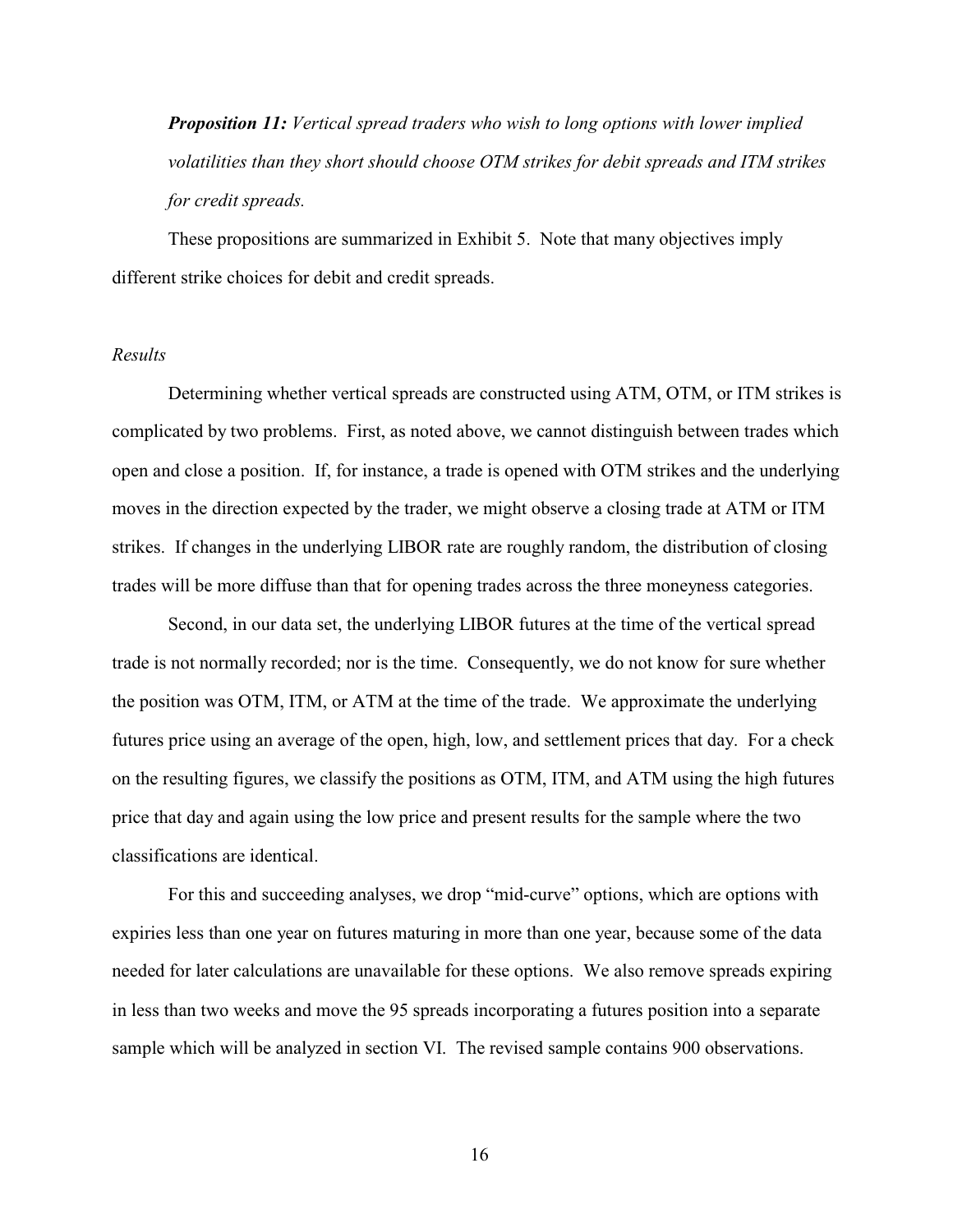***Proposition 11:*** *Vertical spread traders who wish to long options with lower implied volatilities than they short should choose OTM strikes for debit spreads and ITM strikes for credit spreads.*

These propositions are summarized in Exhibit 5. Note that many objectives imply different strike choices for debit and credit spreads.

*Results*

Determining whether vertical spreads are constructed using ATM, OTM, or ITM strikes is complicated by two problems. First, as noted above, we cannot distinguish between trades which open and close a position. If, for instance, a trade is opened with OTM strikes and the underlying moves in the direction expected by the trader, we might observe a closing trade at ATM or ITM strikes. If changes in the underlying LIBOR rate are roughly random, the distribution of closing trades will be more diffuse than that for opening trades across the three moneyness categories.

Second, in our data set, the underlying LIBOR futures at the time of the vertical spread trade is not normally recorded; nor is the time. Consequently, we do not know for sure whether the position was OTM, ITM, or ATM at the time of the trade. We approximate the underlying futures price using an average of the open, high, low, and settlement prices that day. For a check on the resulting figures, we classify the positions as OTM, ITM, and ATM using the high futures price that day and again using the low price and present results for the sample where the two classifications are identical.

For this and succeeding analyses, we drop "mid-curve" options, which are options with expiries less than one year on futures maturing in more than one year, because some of the data needed for later calculations are unavailable for these options. We also remove spreads expiring in less than two weeks and move the 95 spreads incorporating a futures position into a separate sample which will be analyzed in section VI. The revised sample contains 900 observations.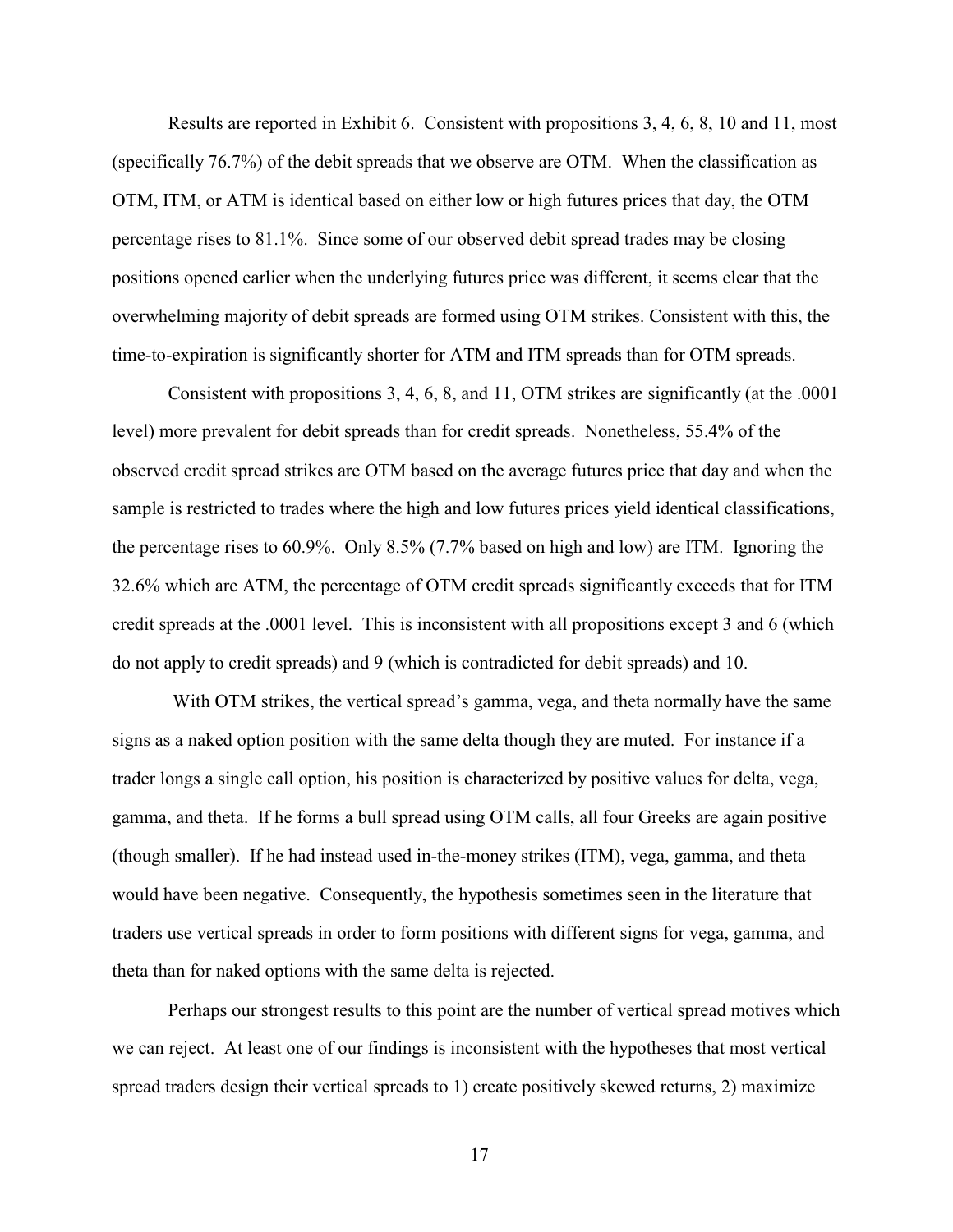Results are reported in Exhibit 6. Consistent with propositions 3, 4, 6, 8, 10 and 11, most (specifically 76.7%) of the debit spreads that we observe are OTM. When the classification as OTM, ITM, or ATM is identical based on either low or high futures prices that day, the OTM percentage rises to 81.1%. Since some of our observed debit spread trades may be closing positions opened earlier when the underlying futures price was different, it seems clear that the overwhelming majority of debit spreads are formed using OTM strikes. Consistent with this, the time-to-expiration is significantly shorter for ATM and ITM spreads than for OTM spreads.

Consistent with propositions 3, 4, 6, 8, and 11, OTM strikes are significantly (at the .0001 level) more prevalent for debit spreads than for credit spreads. Nonetheless, 55.4% of the observed credit spread strikes are OTM based on the average futures price that day and when the sample is restricted to trades where the high and low futures prices yield identical classifications, the percentage rises to 60.9%. Only 8.5% (7.7% based on high and low) are ITM. Ignoring the 32.6% which are ATM, the percentage of OTM credit spreads significantly exceeds that for ITM credit spreads at the .0001 level. This is inconsistent with all propositions except 3 and 6 (which do not apply to credit spreads) and 9 (which is contradicted for debit spreads) and 10.

With OTM strikes, the vertical spread's gamma, vega, and theta normally have the same signs as a naked option position with the same delta though they are muted. For instance if a trader longs a single call option, his position is characterized by positive values for delta, vega, gamma, and theta. If he forms a bull spread using OTM calls, all four Greeks are again positive (though smaller). If he had instead used in-the-money strikes (ITM), vega, gamma, and theta would have been negative. Consequently, the hypothesis sometimes seen in the literature that traders use vertical spreads in order to form positions with different signs for vega, gamma, and theta than for naked options with the same delta is rejected.

Perhaps our strongest results to this point are the number of vertical spread motives which we can reject. At least one of our findings is inconsistent with the hypotheses that most vertical spread traders design their vertical spreads to 1) create positively skewed returns, 2) maximize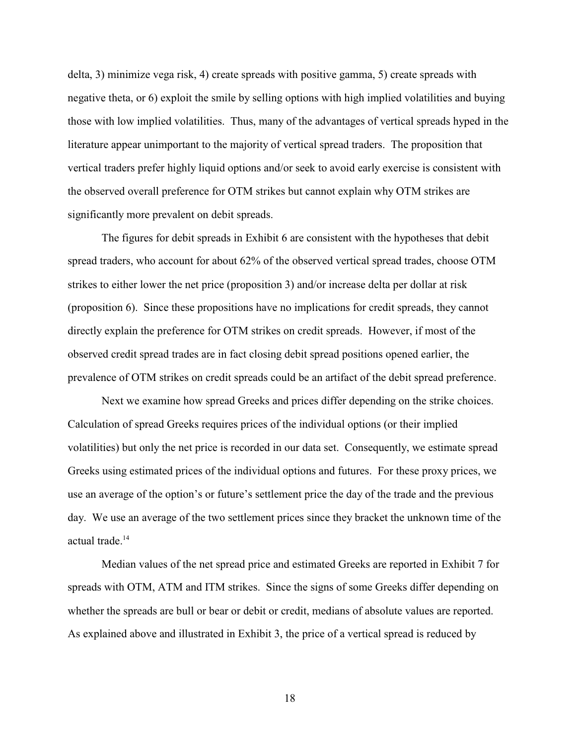delta, 3) minimize vega risk, 4) create spreads with positive gamma, 5) create spreads with negative theta, or 6) exploit the smile by selling options with high implied volatilities and buying those with low implied volatilities. Thus, many of the advantages of vertical spreads hyped in the literature appear unimportant to the majority of vertical spread traders. The proposition that vertical traders prefer highly liquid options and/or seek to avoid early exercise is consistent with the observed overall preference for OTM strikes but cannot explain why OTM strikes are significantly more prevalent on debit spreads.

The figures for debit spreads in Exhibit 6 are consistent with the hypotheses that debit spread traders, who account for about 62% of the observed vertical spread trades, choose OTM strikes to either lower the net price (proposition 3) and/or increase delta per dollar at risk (proposition 6). Since these propositions have no implications for credit spreads, they cannot directly explain the preference for OTM strikes on credit spreads. However, if most of the observed credit spread trades are in fact closing debit spread positions opened earlier, the prevalence of OTM strikes on credit spreads could be an artifact of the debit spread preference.

Next we examine how spread Greeks and prices differ depending on the strike choices. Calculation of spread Greeks requires prices of the individual options (or their implied volatilities) but only the net price is recorded in our data set. Consequently, we estimate spread Greeks using estimated prices of the individual options and futures. For these proxy prices, we use an average of the option's or future's settlement price the day of the trade and the previous day. We use an average of the two settlement prices since they bracket the unknown time of the actual trade.[14]

Median values of the net spread price and estimated Greeks are reported in Exhibit 7 for spreads with OTM, ATM and ITM strikes. Since the signs of some Greeks differ depending on whether the spreads are bull or bear or debit or credit, medians of absolute values are reported. As explained above and illustrated in Exhibit 3, the price of a vertical spread is reduced by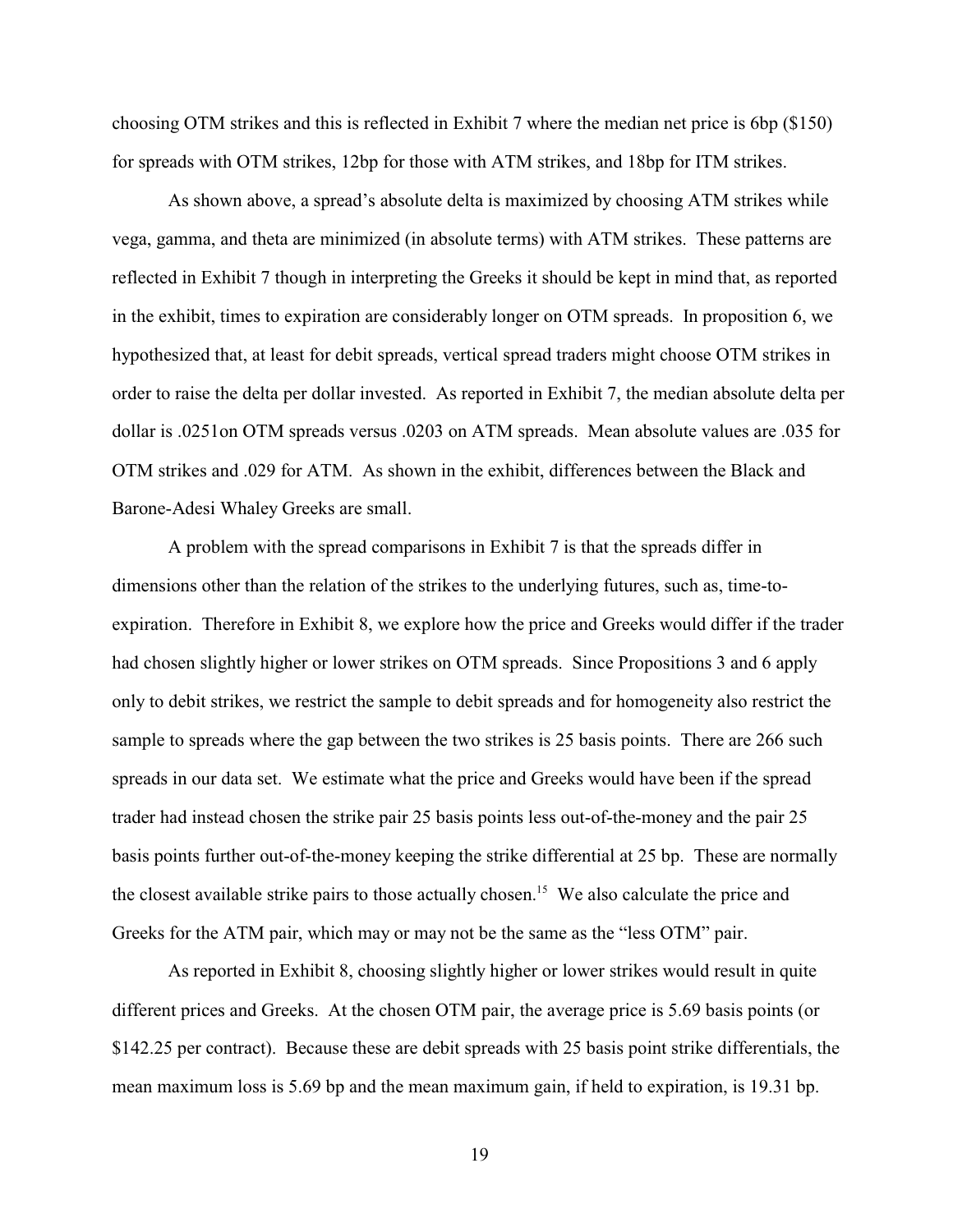choosing OTM strikes and this is reflected in Exhibit 7 where the median net price is 6bp ($150) for spreads with OTM strikes, 12bp for those with ATM strikes, and 18bp for ITM strikes.

As shown above, a spread's absolute delta is maximized by choosing ATM strikes while vega, gamma, and theta are minimized (in absolute terms) with ATM strikes. These patterns are reflected in Exhibit 7 though in interpreting the Greeks it should be kept in mind that, as reported in the exhibit, times to expiration are considerably longer on OTM spreads. In proposition 6, we hypothesized that, at least for debit spreads, vertical spread traders might choose OTM strikes in order to raise the delta per dollar invested. As reported in Exhibit 7, the median absolute delta per dollar is .0251on OTM spreads versus .0203 on ATM spreads. Mean absolute values are .035 for OTM strikes and .029 for ATM. As shown in the exhibit, differences between the Black and Barone-Adesi Whaley Greeks are small.

A problem with the spread comparisons in Exhibit 7 is that the spreads differ in dimensions other than the relation of the strikes to the underlying futures, such as, time-to-expiration. Therefore in Exhibit 8, we explore how the price and Greeks would differ if the trader had chosen slightly higher or lower strikes on OTM spreads. Since Propositions 3 and 6 apply only to debit strikes, we restrict the sample to debit spreads and for homogeneity also restrict the sample to spreads where the gap between the two strikes is 25 basis points. There are 266 such spreads in our data set. We estimate what the price and Greeks would have been if the spread trader had instead chosen the strike pair 25 basis points less out-of-the-money and the pair 25 basis points further out-of-the-money keeping the strike differential at 25 bp. These are normally the closest available strike pairs to those actually chosen.[15] We also calculate the price and Greeks for the ATM pair, which may or may not be the same as the "less OTM" pair.

As reported in Exhibit 8, choosing slightly higher or lower strikes would result in quite different prices and Greeks. At the chosen OTM pair, the average price is 5.69 basis points (or $142.25 per contract). Because these are debit spreads with 25 basis point strike differentials, the mean maximum loss is 5.69 bp and the mean maximum gain, if held to expiration, is 19.31 bp.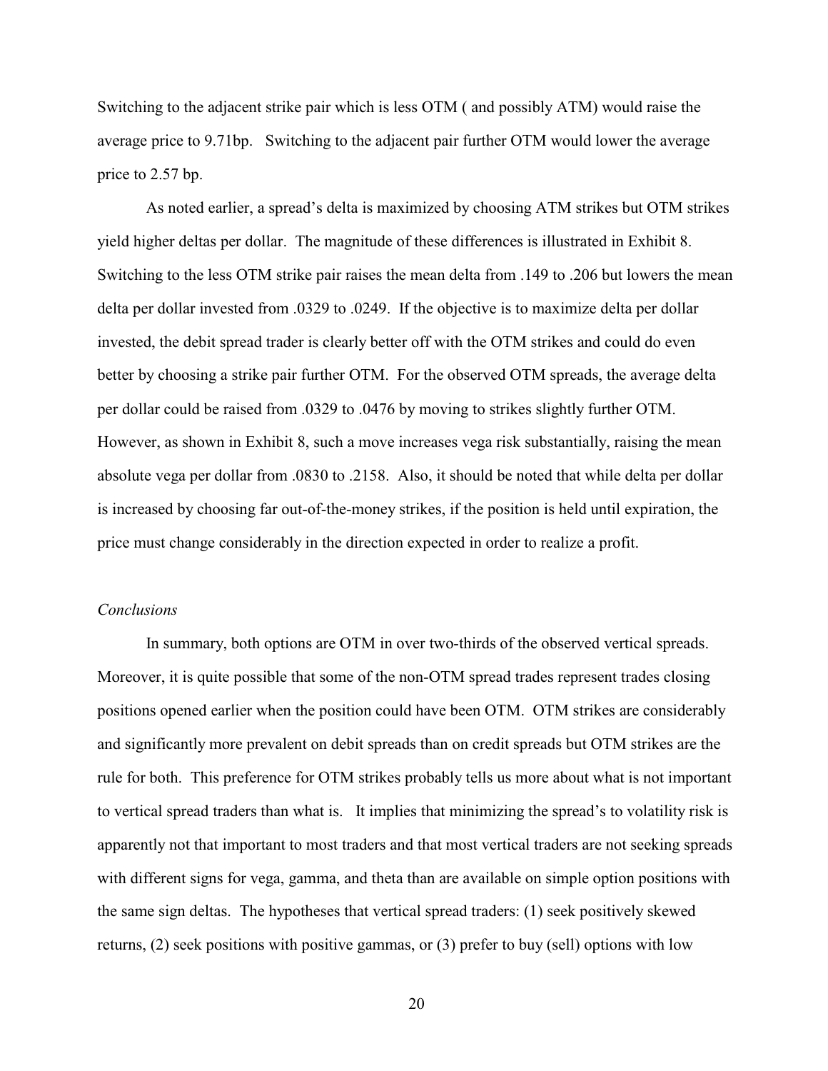Switching to the adjacent strike pair which is less OTM ( and possibly ATM) would raise the average price to 9.71bp. Switching to the adjacent pair further OTM would lower the average price to 2.57 bp.

As noted earlier, a spread's delta is maximized by choosing ATM strikes but OTM strikes yield higher deltas per dollar. The magnitude of these differences is illustrated in Exhibit 8. Switching to the less OTM strike pair raises the mean delta from .149 to .206 but lowers the mean delta per dollar invested from .0329 to .0249. If the objective is to maximize delta per dollar invested, the debit spread trader is clearly better off with the OTM strikes and could do even better by choosing a strike pair further OTM. For the observed OTM spreads, the average delta per dollar could be raised from .0329 to .0476 by moving to strikes slightly further OTM. However, as shown in Exhibit 8, such a move increases vega risk substantially, raising the mean absolute vega per dollar from .0830 to .2158. Also, it should be noted that while delta per dollar is increased by choosing far out-of-the-money strikes, if the position is held until expiration, the price must change considerably in the direction expected in order to realize a profit.

*Conclusions*

In summary, both options are OTM in over two-thirds of the observed vertical spreads. Moreover, it is quite possible that some of the non-OTM spread trades represent trades closing positions opened earlier when the position could have been OTM. OTM strikes are considerably and significantly more prevalent on debit spreads than on credit spreads but OTM strikes are the rule for both. This preference for OTM strikes probably tells us more about what is not important to vertical spread traders than what is. It implies that minimizing the spread's to volatility risk is apparently not that important to most traders and that most vertical traders are not seeking spreads with different signs for vega, gamma, and theta than are available on simple option positions with the same sign deltas. The hypotheses that vertical spread traders: (1) seek positively skewed returns, (2) seek positions with positive gammas, or (3) prefer to buy (sell) options with low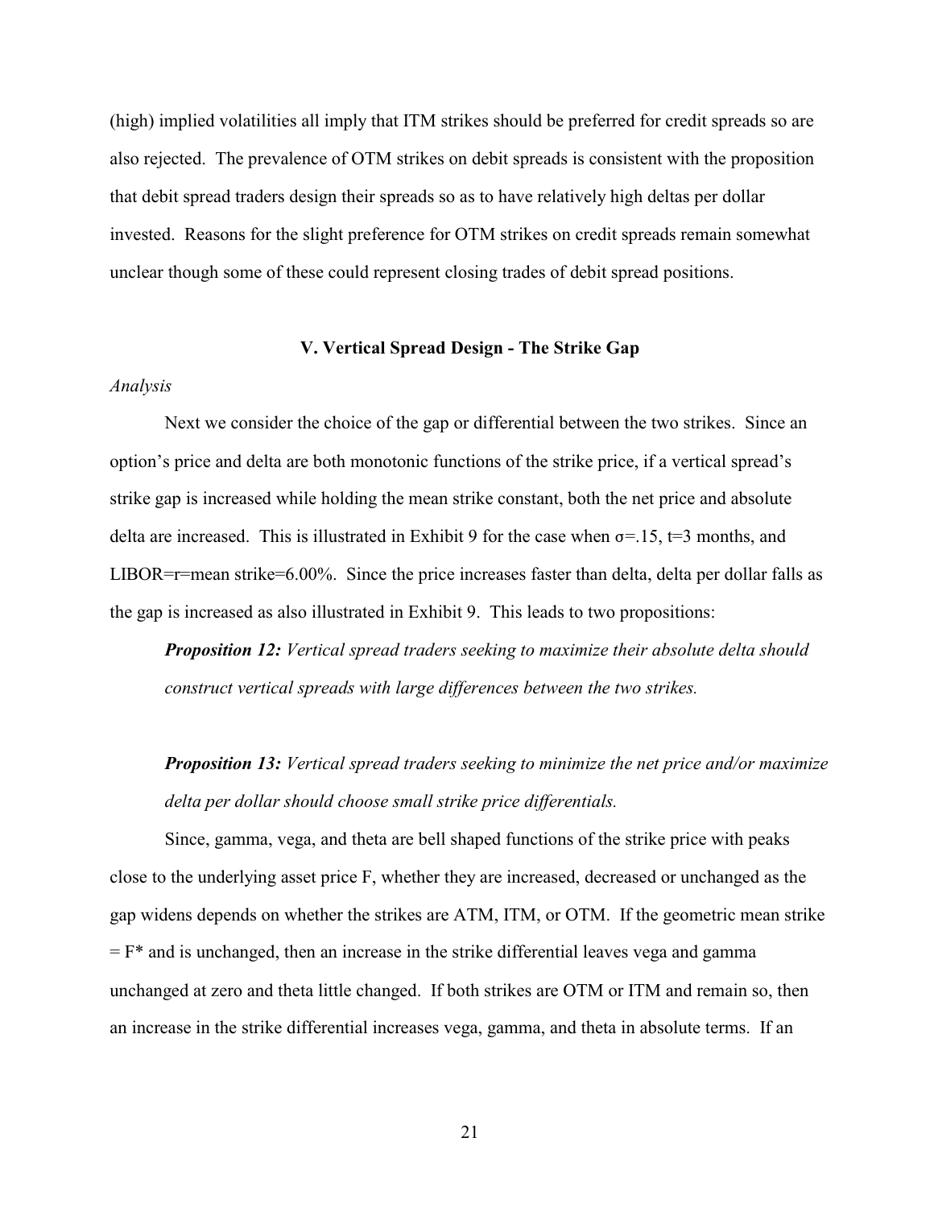(high) implied volatilities all imply that ITM strikes should be preferred for credit spreads so are also rejected. The prevalence of OTM strikes on debit spreads is consistent with the proposition that debit spread traders design their spreads so as to have relatively high deltas per dollar invested. Reasons for the slight preference for OTM strikes on credit spreads remain somewhat unclear though some of these could represent closing trades of debit spread positions.

### V. Vertical Spread Design - The Strike Gap

*Analysis*

Next we consider the choice of the gap or differential between the two strikes. Since an option's price and delta are both monotonic functions of the strike price, if a vertical spread's strike gap is increased while holding the mean strike constant, both the net price and absolute delta are increased. This is illustrated in Exhibit 9 for the case when $\sigma$=.15, t=3 months, and LIBOR=r=mean strike=6.00%. Since the price increases faster than delta, delta per dollar falls as the gap is increased as also illustrated in Exhibit 9. This leads to two propositions:

***Proposition 12:*** *Vertical spread traders seeking to maximize their absolute delta should construct vertical spreads with large differences between the two strikes.*

***Proposition 13:*** *Vertical spread traders seeking to minimize the net price and/or maximize delta per dollar should choose small strike price differentials.*

Since, gamma, vega, and theta are bell shaped functions of the strike price with peaks close to the underlying asset price F, whether they are increased, decreased or unchanged as the gap widens depends on whether the strikes are ATM, ITM, or OTM. If the geometric mean strike = $F^*$ and is unchanged, then an increase in the strike differential leaves vega and gamma unchanged at zero and theta little changed. If both strikes are OTM or ITM and remain so, then an increase in the strike differential increases vega, gamma, and theta in absolute terms. If an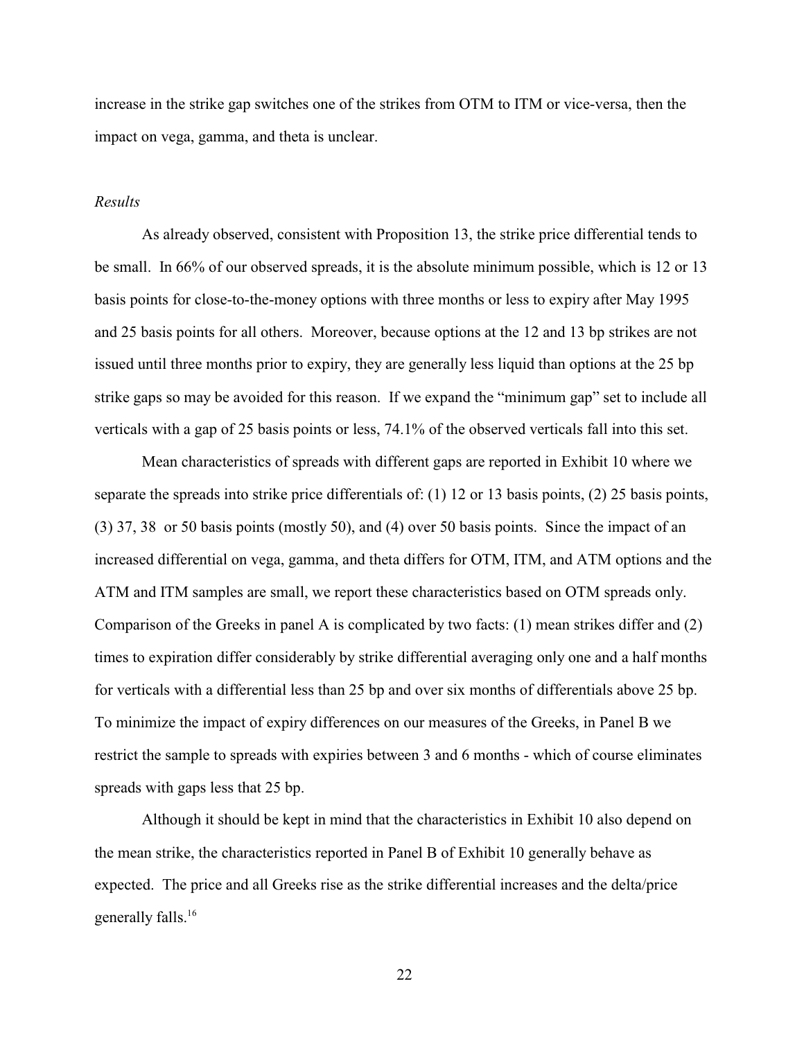increase in the strike gap switches one of the strikes from OTM to ITM or vice-versa, then the impact on vega, gamma, and theta is unclear.

*Results*

As already observed, consistent with Proposition 13, the strike price differential tends to be small. In 66% of our observed spreads, it is the absolute minimum possible, which is 12 or 13 basis points for close-to-the-money options with three months or less to expiry after May 1995 and 25 basis points for all others. Moreover, because options at the 12 and 13 bp strikes are not issued until three months prior to expiry, they are generally less liquid than options at the 25 bp strike gaps so may be avoided for this reason. If we expand the "minimum gap" set to include all verticals with a gap of 25 basis points or less, 74.1% of the observed verticals fall into this set.

Mean characteristics of spreads with different gaps are reported in Exhibit 10 where we separate the spreads into strike price differentials of: (1) 12 or 13 basis points, (2) 25 basis points, (3) 37, 38 or 50 basis points (mostly 50), and (4) over 50 basis points. Since the impact of an increased differential on vega, gamma, and theta differs for OTM, ITM, and ATM options and the ATM and ITM samples are small, we report these characteristics based on OTM spreads only. Comparison of the Greeks in panel A is complicated by two facts: (1) mean strikes differ and (2) times to expiration differ considerably by strike differential averaging only one and a half months for verticals with a differential less than 25 bp and over six months of differentials above 25 bp. To minimize the impact of expiry differences on our measures of the Greeks, in Panel B we restrict the sample to spreads with expiries between 3 and 6 months - which of course eliminates spreads with gaps less that 25 bp.

Although it should be kept in mind that the characteristics in Exhibit 10 also depend on the mean strike, the characteristics reported in Panel B of Exhibit 10 generally behave as expected. The price and all Greeks rise as the strike differential increases and the delta/price generally falls.[16]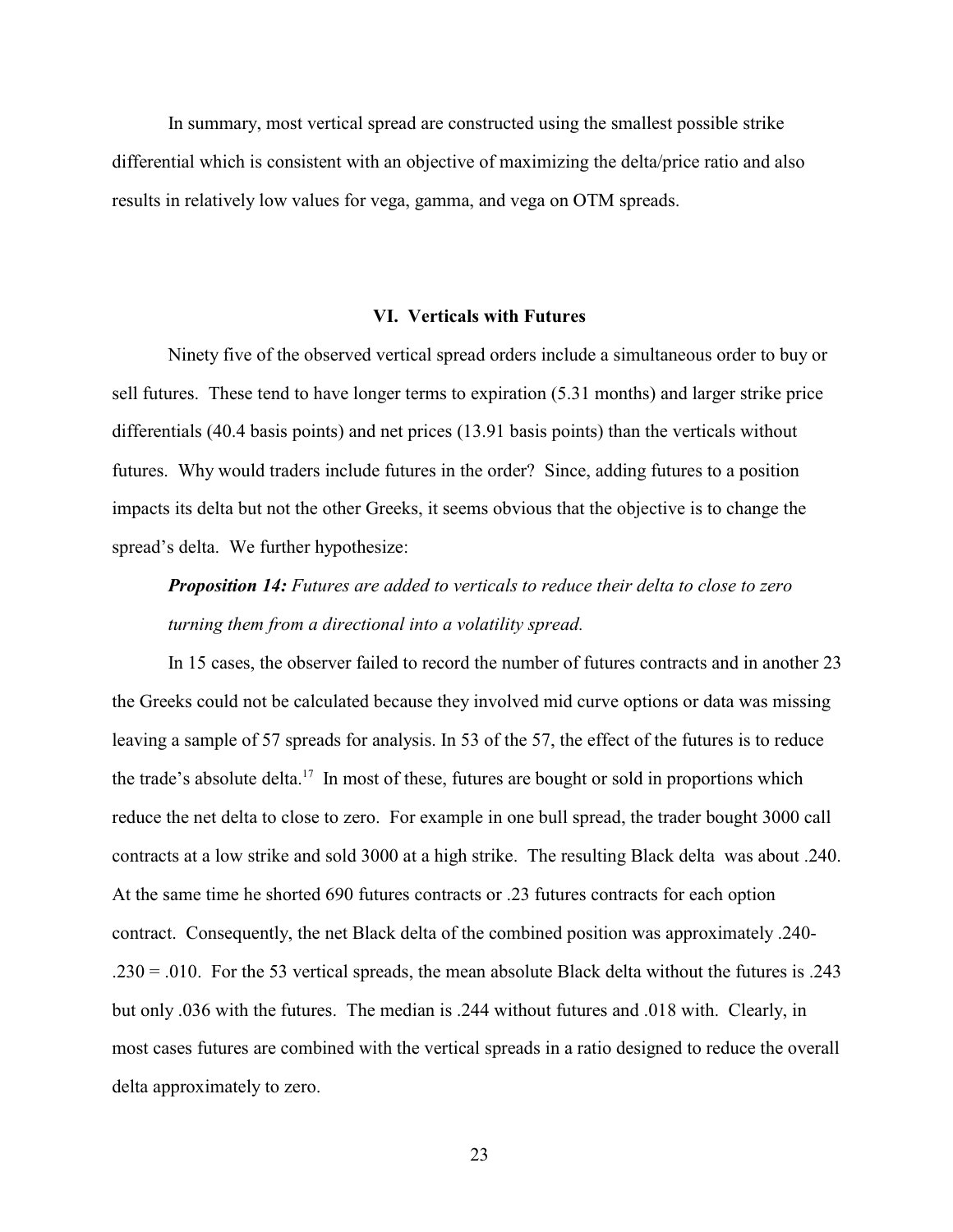In summary, most vertical spread are constructed using the smallest possible strike differential which is consistent with an objective of maximizing the delta/price ratio and also results in relatively low values for vega, gamma, and vega on OTM spreads.

## VI. Verticals with Futures

Ninety five of the observed vertical spread orders include a simultaneous order to buy or sell futures. These tend to have longer terms to expiration (5.31 months) and larger strike price differentials (40.4 basis points) and net prices (13.91 basis points) than the verticals without futures. Why would traders include futures in the order? Since, adding futures to a position impacts its delta but not the other Greeks, it seems obvious that the objective is to change the spread's delta. We further hypothesize:

***Proposition 14:*** *Futures are added to verticals to reduce their delta to close to zero turning them from a directional into a volatility spread.*

In 15 cases, the observer failed to record the number of futures contracts and in another 23 the Greeks could not be calculated because they involved mid curve options or data was missing leaving a sample of 57 spreads for analysis. In 53 of the 57, the effect of the futures is to reduce the trade's absolute delta.[17] In most of these, futures are bought or sold in proportions which reduce the net delta to close to zero. For example in one bull spread, the trader bought 3000 call contracts at a low strike and sold 3000 at a high strike. The resulting Black delta was about .240. At the same time he shorted 690 futures contracts or .23 futures contracts for each option contract. Consequently, the net Black delta of the combined position was approximately .240-.230 = .010. For the 53 vertical spreads, the mean absolute Black delta without the futures is .243 but only .036 with the futures. The median is .244 without futures and .018 with. Clearly, in most cases futures are combined with the vertical spreads in a ratio designed to reduce the overall delta approximately to zero.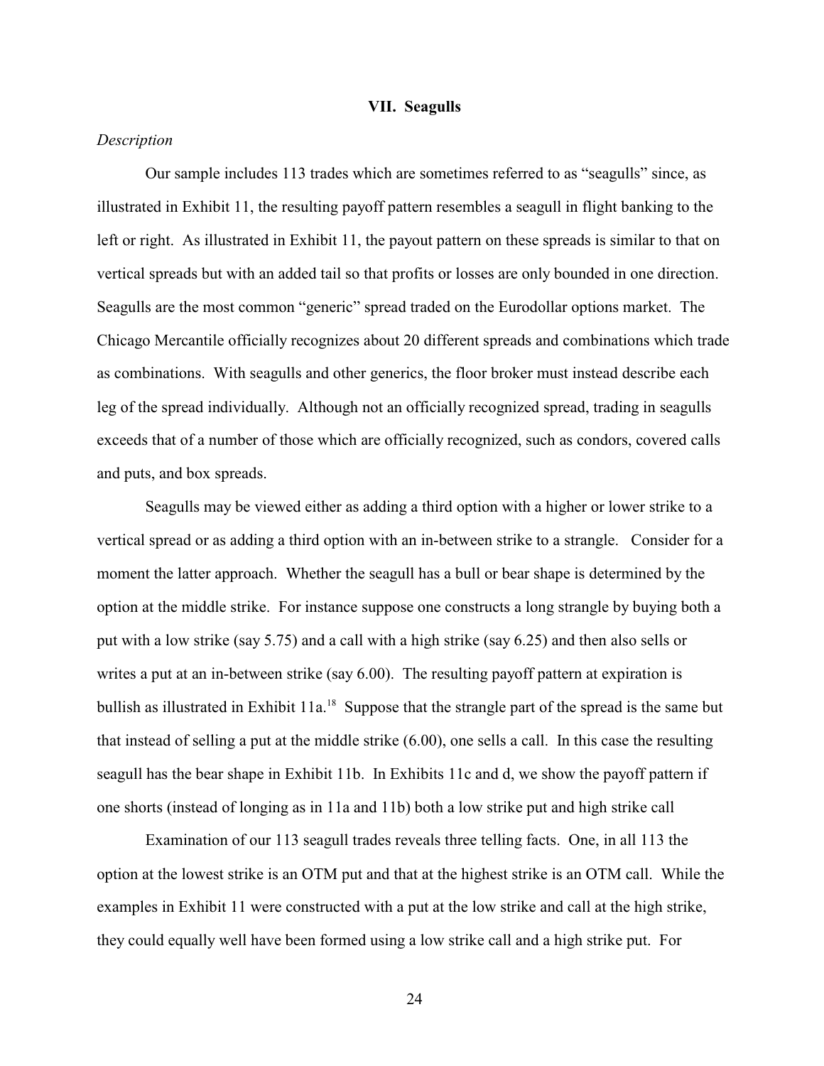## VII. Seagulls

*Description*

Our sample includes 113 trades which are sometimes referred to as "seagulls" since, as illustrated in Exhibit 11, the resulting payoff pattern resembles a seagull in flight banking to the left or right. As illustrated in Exhibit 11, the payout pattern on these spreads is similar to that on vertical spreads but with an added tail so that profits or losses are only bounded in one direction. Seagulls are the most common "generic" spread traded on the Eurodollar options market. The Chicago Mercantile officially recognizes about 20 different spreads and combinations which trade as combinations. With seagulls and other generics, the floor broker must instead describe each leg of the spread individually. Although not an officially recognized spread, trading in seagulls exceeds that of a number of those which are officially recognized, such as condors, covered calls and puts, and box spreads.

Seagulls may be viewed either as adding a third option with a higher or lower strike to a vertical spread or as adding a third option with an in-between strike to a strangle. Consider for a moment the latter approach. Whether the seagull has a bull or bear shape is determined by the option at the middle strike. For instance suppose one constructs a long strangle by buying both a put with a low strike (say 5.75) and a call with a high strike (say 6.25) and then also sells or writes a put at an in-between strike (say 6.00). The resulting payoff pattern at expiration is bullish as illustrated in Exhibit 11a.[18] Suppose that the strangle part of the spread is the same but that instead of selling a put at the middle strike (6.00), one sells a call. In this case the resulting seagull has the bear shape in Exhibit 11b. In Exhibits 11c and d, we show the payoff pattern if one shorts (instead of longing as in 11a and 11b) both a low strike put and high strike call

Examination of our 113 seagull trades reveals three telling facts. One, in all 113 the option at the lowest strike is an OTM put and that at the highest strike is an OTM call. While the examples in Exhibit 11 were constructed with a put at the low strike and call at the high strike, they could equally well have been formed using a low strike call and a high strike put. For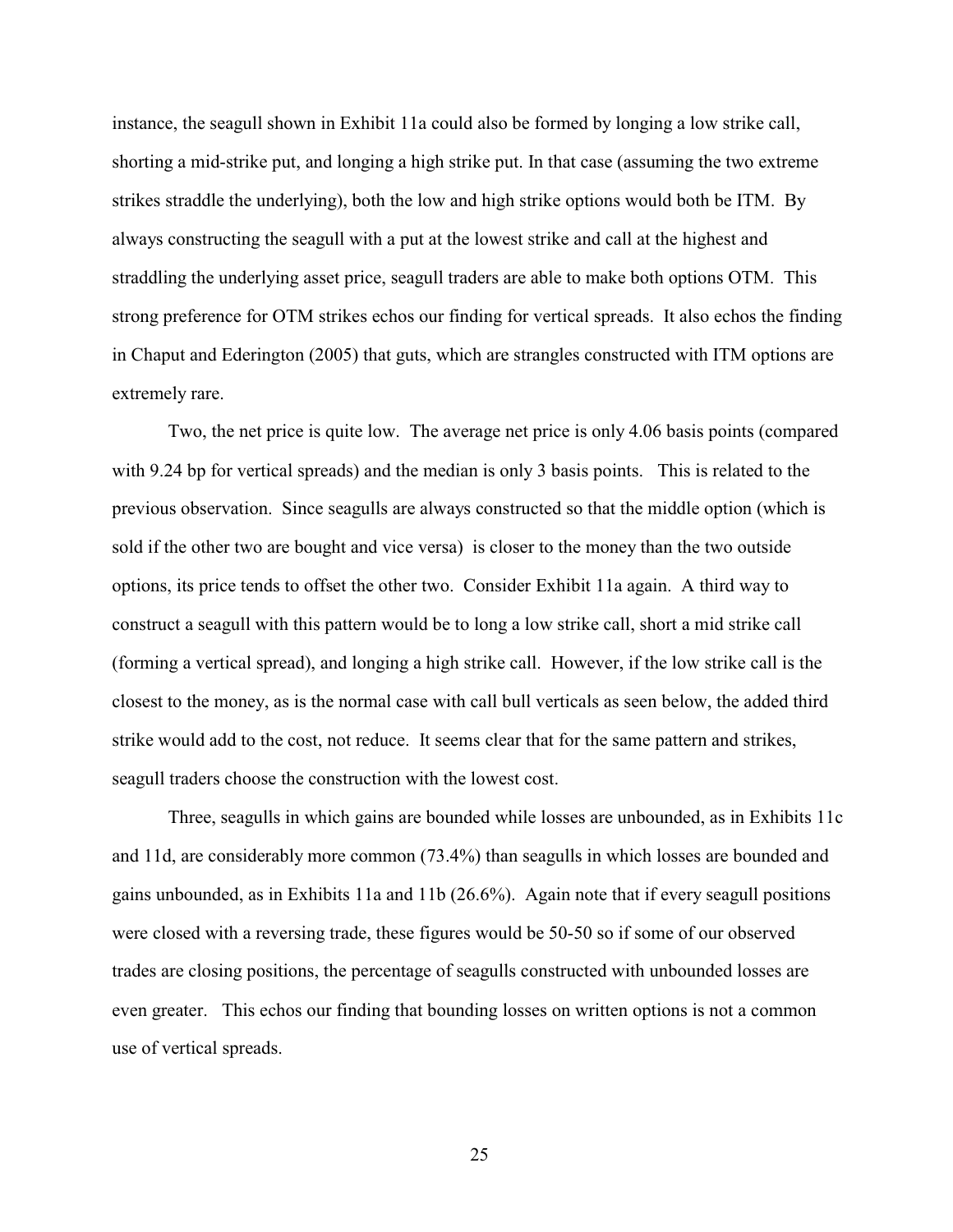instance, the seagull shown in Exhibit 11a could also be formed by longing a low strike call, shorting a mid-strike put, and longing a high strike put. In that case (assuming the two extreme strikes straddle the underlying), both the low and high strike options would both be ITM. By always constructing the seagull with a put at the lowest strike and call at the highest and straddling the underlying asset price, seagull traders are able to make both options OTM. This strong preference for OTM strikes echos our finding for vertical spreads. It also echos the finding in Chaput and Ederington (2005) that guts, which are strangles constructed with ITM options are extremely rare.

Two, the net price is quite low. The average net price is only 4.06 basis points (compared with 9.24 bp for vertical spreads) and the median is only 3 basis points. This is related to the previous observation. Since seagulls are always constructed so that the middle option (which is sold if the other two are bought and vice versa) is closer to the money than the two outside options, its price tends to offset the other two. Consider Exhibit 11a again. A third way to construct a seagull with this pattern would be to long a low strike call, short a mid strike call (forming a vertical spread), and longing a high strike call. However, if the low strike call is the closest to the money, as is the normal case with call bull verticals as seen below, the added third strike would add to the cost, not reduce. It seems clear that for the same pattern and strikes, seagull traders choose the construction with the lowest cost.

Three, seagulls in which gains are bounded while losses are unbounded, as in Exhibits 11c and 11d, are considerably more common (73.4%) than seagulls in which losses are bounded and gains unbounded, as in Exhibits 11a and 11b (26.6%). Again note that if every seagull positions were closed with a reversing trade, these figures would be 50-50 so if some of our observed trades are closing positions, the percentage of seagulls constructed with unbounded losses are even greater. This echos our finding that bounding losses on written options is not a common use of vertical spreads.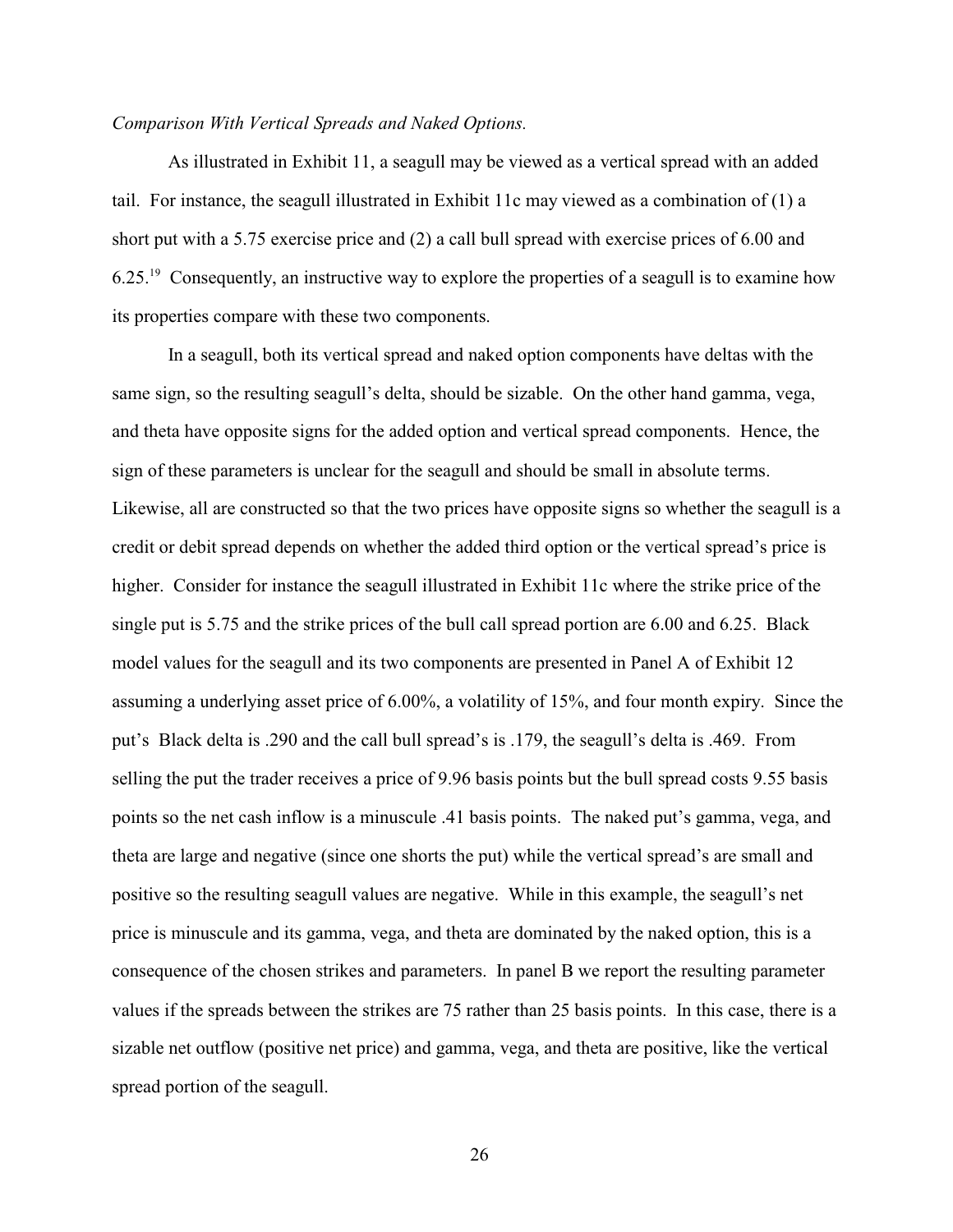*Comparison With Vertical Spreads and Naked Options.*

As illustrated in Exhibit 11, a seagull may be viewed as a vertical spread with an added tail. For instance, the seagull illustrated in Exhibit 11c may viewed as a combination of (1) a short put with a 5.75 exercise price and (2) a call bull spread with exercise prices of 6.00 and 6.25.[19] Consequently, an instructive way to explore the properties of a seagull is to examine how its properties compare with these two components.

In a seagull, both its vertical spread and naked option components have deltas with the same sign, so the resulting seagull's delta, should be sizable. On the other hand gamma, vega, and theta have opposite signs for the added option and vertical spread components. Hence, the sign of these parameters is unclear for the seagull and should be small in absolute terms. Likewise, all are constructed so that the two prices have opposite signs so whether the seagull is a credit or debit spread depends on whether the added third option or the vertical spread's price is higher. Consider for instance the seagull illustrated in Exhibit 11c where the strike price of the single put is 5.75 and the strike prices of the bull call spread portion are 6.00 and 6.25. Black model values for the seagull and its two components are presented in Panel A of Exhibit 12 assuming a underlying asset price of 6.00%, a volatility of 15%, and four month expiry. Since the put's Black delta is .290 and the call bull spread's is .179, the seagull's delta is .469. From selling the put the trader receives a price of 9.96 basis points but the bull spread costs 9.55 basis points so the net cash inflow is a minuscule .41 basis points. The naked put's gamma, vega, and theta are large and negative (since one shorts the put) while the vertical spread's are small and positive so the resulting seagull values are negative. While in this example, the seagull's net price is minuscule and its gamma, vega, and theta are dominated by the naked option, this is a consequence of the chosen strikes and parameters. In panel B we report the resulting parameter values if the spreads between the strikes are 75 rather than 25 basis points. In this case, there is a sizable net outflow (positive net price) and gamma, vega, and theta are positive, like the vertical spread portion of the seagull.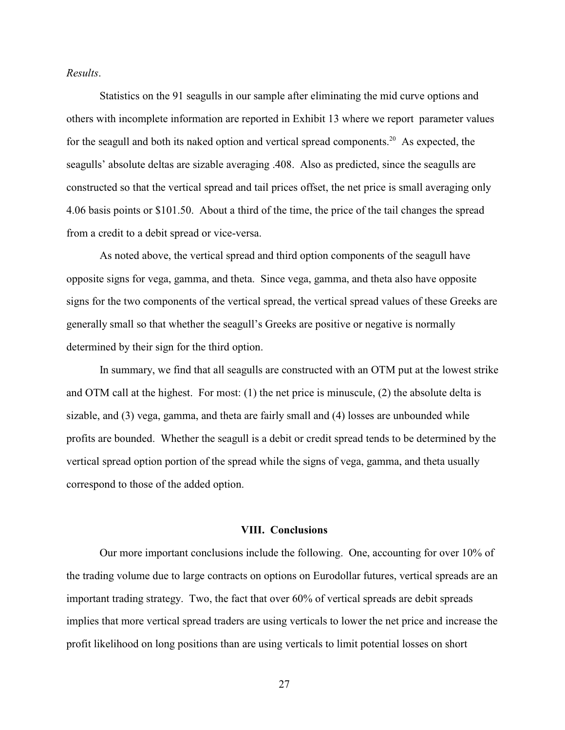*Results*.

Statistics on the 91 seagulls in our sample after eliminating the mid curve options and others with incomplete information are reported in Exhibit 13 where we report parameter values for the seagull and both its naked option and vertical spread components.[20] As expected, the seagulls' absolute deltas are sizable averaging .408. Also as predicted, since the seagulls are constructed so that the vertical spread and tail prices offset, the net price is small averaging only 4.06 basis points or $101.50. About a third of the time, the price of the tail changes the spread from a credit to a debit spread or vice-versa.

As noted above, the vertical spread and third option components of the seagull have opposite signs for vega, gamma, and theta. Since vega, gamma, and theta also have opposite signs for the two components of the vertical spread, the vertical spread values of these Greeks are generally small so that whether the seagull's Greeks are positive or negative is normally determined by their sign for the third option.

In summary, we find that all seagulls are constructed with an OTM put at the lowest strike and OTM call at the highest. For most: (1) the net price is minuscule, (2) the absolute delta is sizable, and (3) vega, gamma, and theta are fairly small and (4) losses are unbounded while profits are bounded. Whether the seagull is a debit or credit spread tends to be determined by the vertical spread option portion of the spread while the signs of vega, gamma, and theta usually correspond to those of the added option.

## VIII. Conclusions

Our more important conclusions include the following. One, accounting for over 10% of the trading volume due to large contracts on options on Eurodollar futures, vertical spreads are an important trading strategy. Two, the fact that over 60% of vertical spreads are debit spreads implies that more vertical spread traders are using verticals to lower the net price and increase the profit likelihood on long positions than are using verticals to limit potential losses on short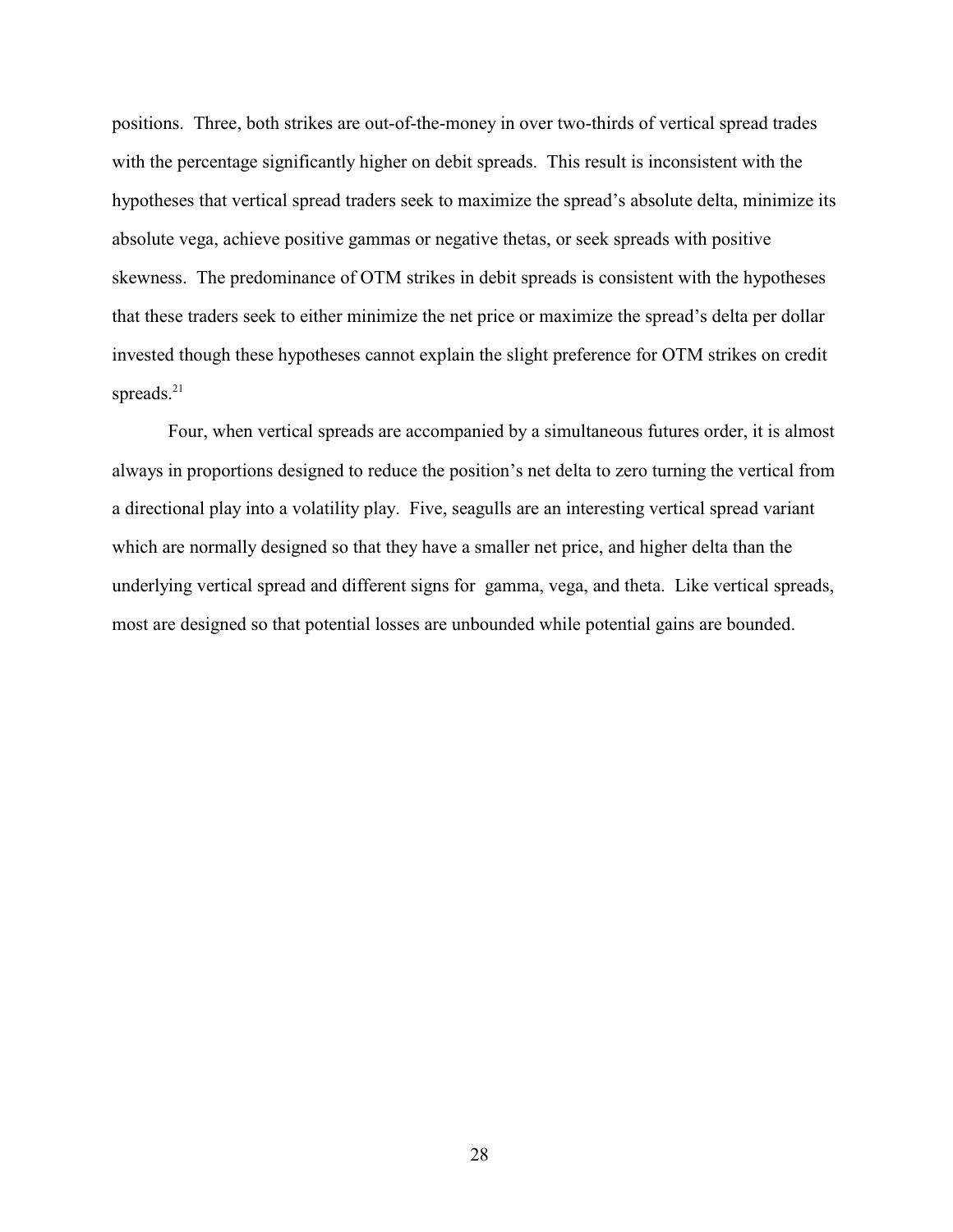positions. Three, both strikes are out-of-the-money in over two-thirds of vertical spread trades with the percentage significantly higher on debit spreads. This result is inconsistent with the hypotheses that vertical spread traders seek to maximize the spread's absolute delta, minimize its absolute vega, achieve positive gammas or negative thetas, or seek spreads with positive skewness. The predominance of OTM strikes in debit spreads is consistent with the hypotheses that these traders seek to either minimize the net price or maximize the spread's delta per dollar invested though these hypotheses cannot explain the slight preference for OTM strikes on credit spreads.[21]

Four, when vertical spreads are accompanied by a simultaneous futures order, it is almost always in proportions designed to reduce the position's net delta to zero turning the vertical from a directional play into a volatility play. Five, seagulls are an interesting vertical spread variant which are normally designed so that they have a smaller net price, and higher delta than the underlying vertical spread and different signs for gamma, vega, and theta. Like vertical spreads, most are designed so that potential losses are unbounded while potential gains are bounded.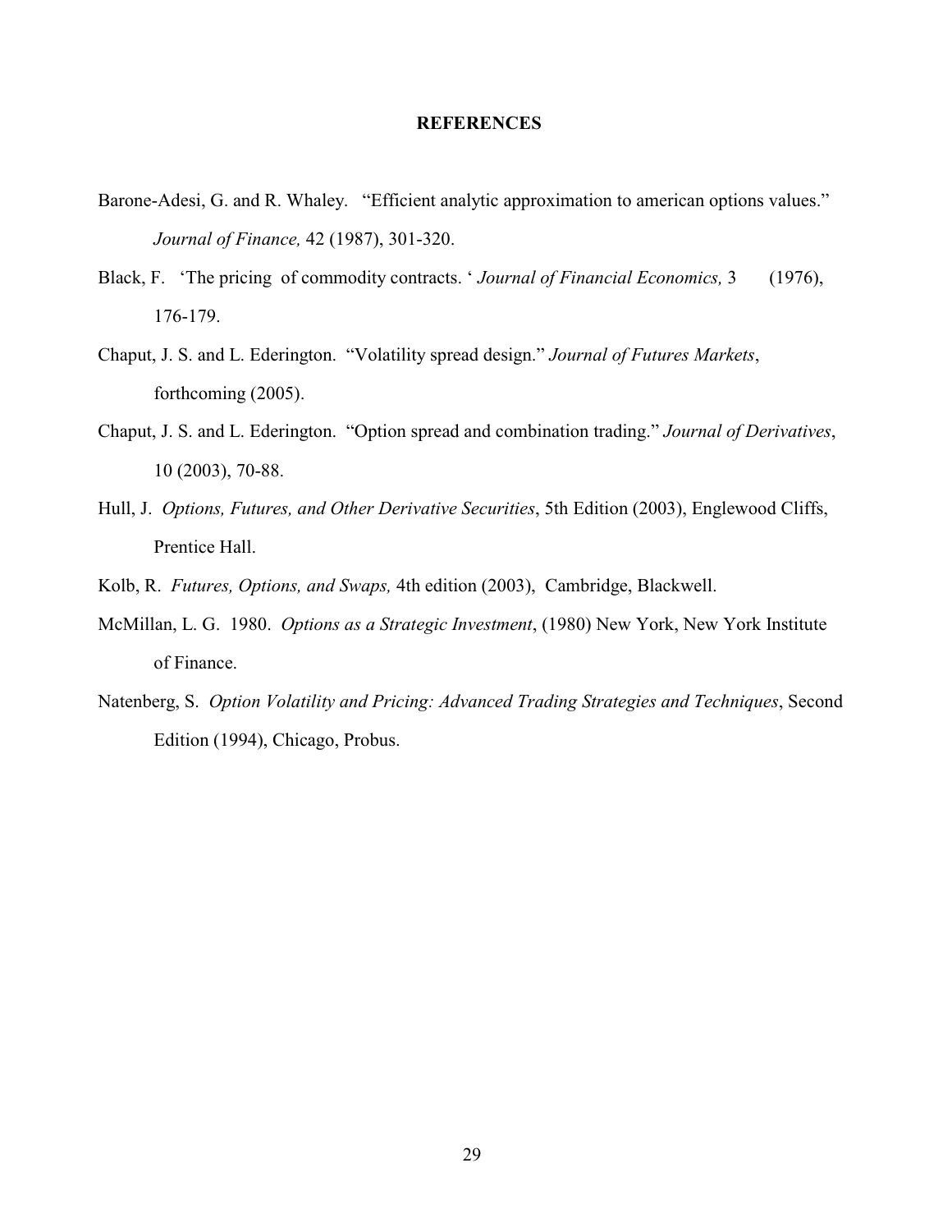## REFERENCES

Barone-Adesi, G. and R. Whaley. "Efficient analytic approximation to american options values." *Journal of Finance,* 42 (1987), 301-320.

Black, F. 'The pricing of commodity contracts. ' *Journal of Financial Economics,* 3 (1976), 176-179.

Chaput, J. S. and L. Ederington. "Volatility spread design." *Journal of Futures Markets*, forthcoming (2005).

Chaput, J. S. and L. Ederington. "Option spread and combination trading." *Journal of Derivatives*, 10 (2003), 70-88.

Hull, J. *Options, Futures, and Other Derivative Securities*, 5th Edition (2003), Englewood Cliffs, Prentice Hall.

Kolb, R. *Futures, Options, and Swaps,* 4th edition (2003), Cambridge, Blackwell.

McMillan, L. G. 1980. *Options as a Strategic Investment*, (1980) New York, New York Institute of Finance.

Natenberg, S. *Option Volatility and Pricing: Advanced Trading Strategies and Techniques*, Second Edition (1994), Chicago, Probus.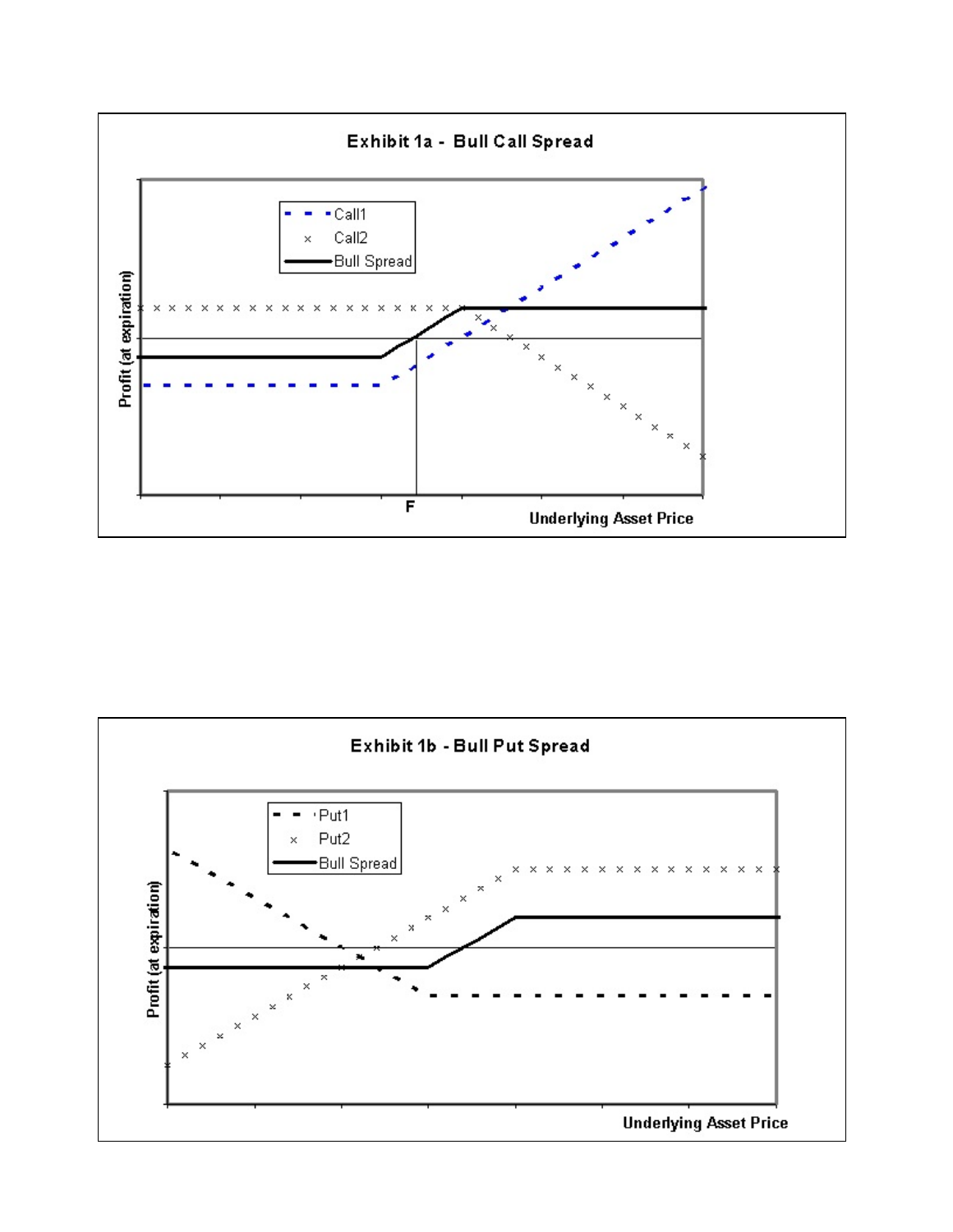**Exhibit 1a - Bull Call Spread**

Call1

Call2

Bull Spread

Profit (at expiration)

F

Underlying Asset Price

**Exhibit 1b - Bull Put Spread**

Put1

Put2

Bull Spread

Profit (at expiration)

Underlying Asset Price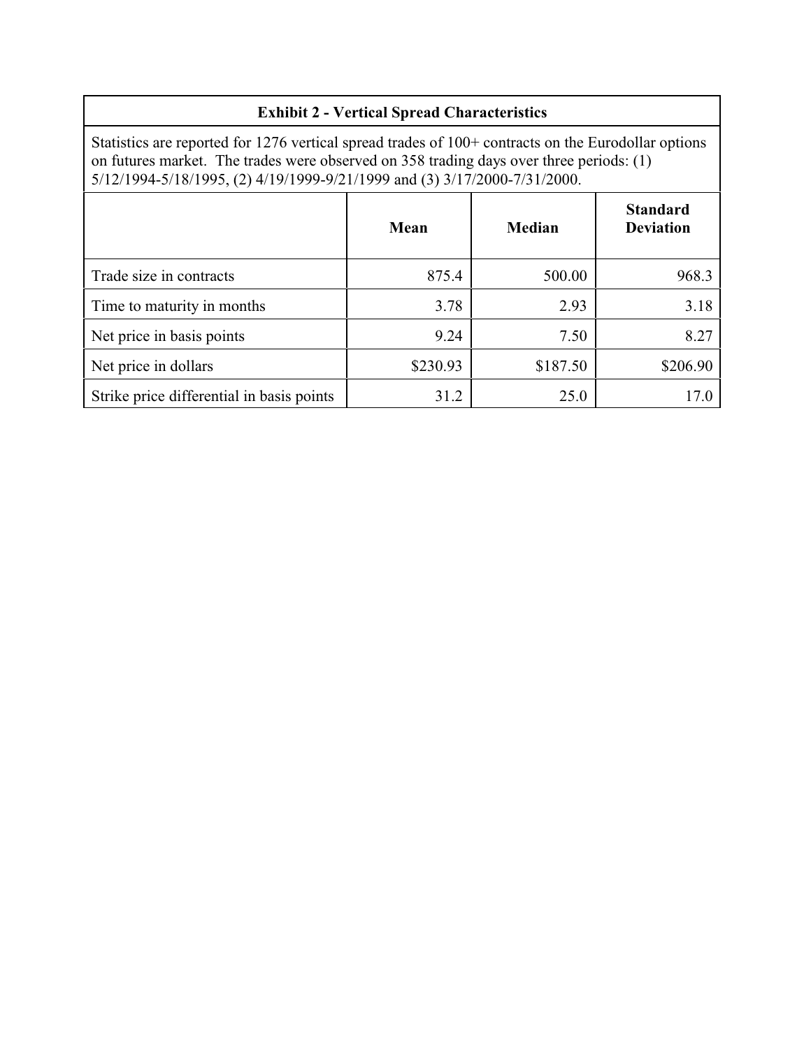**Exhibit 2 - Vertical Spread Characteristics**

Statistics are reported for 1276 vertical spread trades of 100+ contracts on the Eurodollar options on futures market. The trades were observed on 358 trading days over three periods: (1) 5/12/1994-5/18/1995, (2) 4/19/1999-9/21/1999 and (3) 3/17/2000-7/31/2000.

| | Mean | Median | Standard Deviation |
|---|---|---|---|
| Trade size in contracts | 875.4 | 500.00 | 968.3 |
| Time to maturity in months | 3.78 | 2.93 | 3.18 |
| Net price in basis points | 9.24 | 7.50 | 8.27 |
| Net price in dollars | $230.93 | $187.50 | $206.90 |
| Strike price differential in basis points | 31.2 | 25.0 | 17.0 |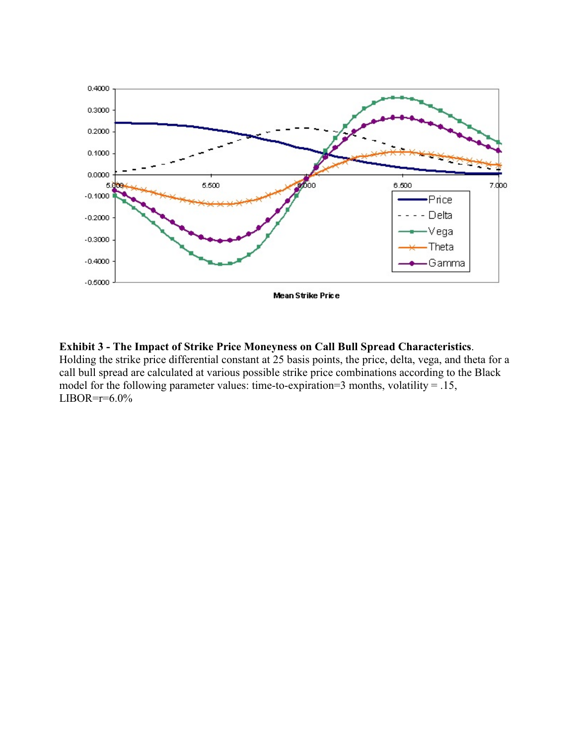**Exhibit 3 - The Impact of Strike Price Moneyness on Call Bull Spread Characteristics**. Holding the strike price differential constant at 25 basis points, the price, delta, vega, and theta for a call bull spread are calculated at various possible strike price combinations according to the Black model for the following parameter values: time-to-expiration=3 months, volatility = .15, LIBOR=r=6.0%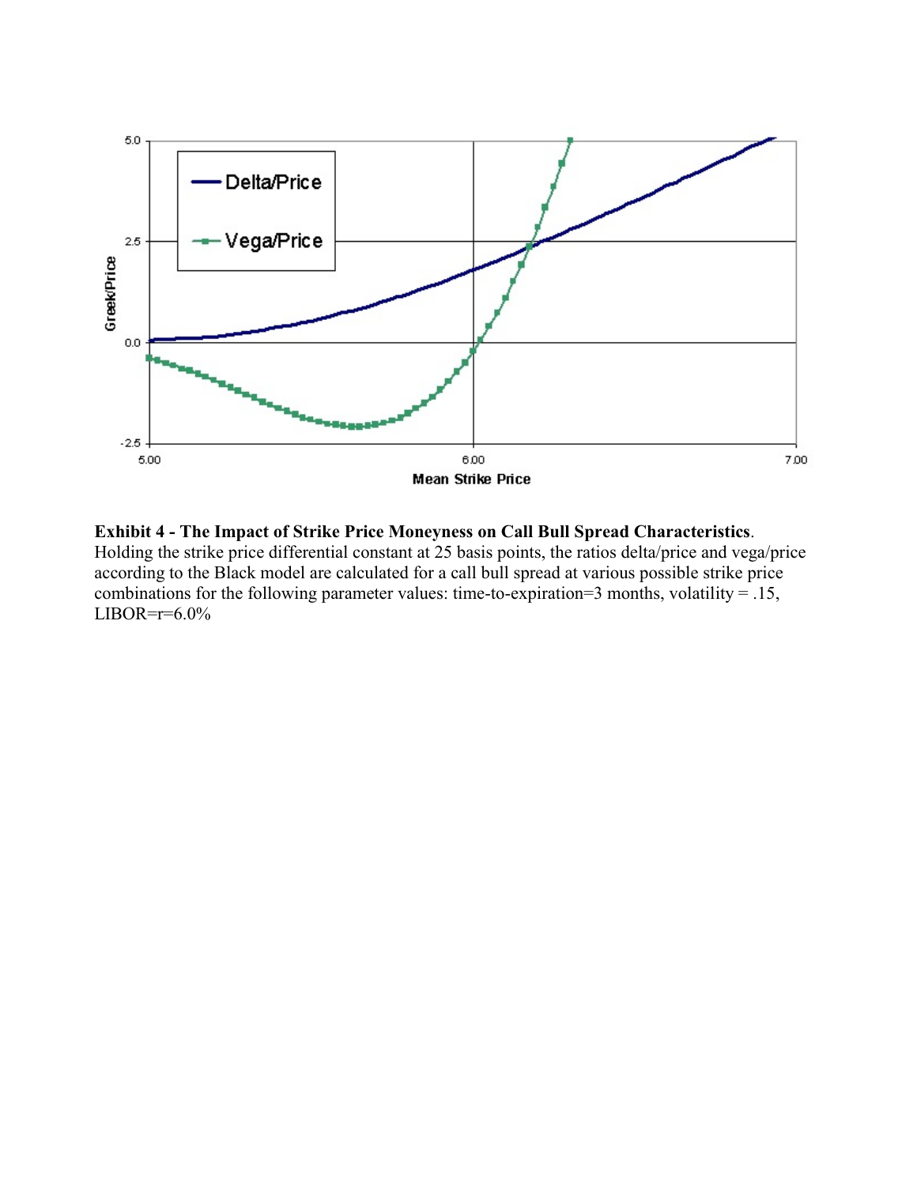**Exhibit 4 - The Impact of Strike Price Moneyness on Call Bull Spread Characteristics**. Holding the strike price differential constant at 25 basis points, the ratios delta/price and vega/price according to the Black model are calculated for a call bull spread at various possible strike price combinations for the following parameter values: time-to-expiration=3 months, volatility = .15, LIBOR=r=6.0%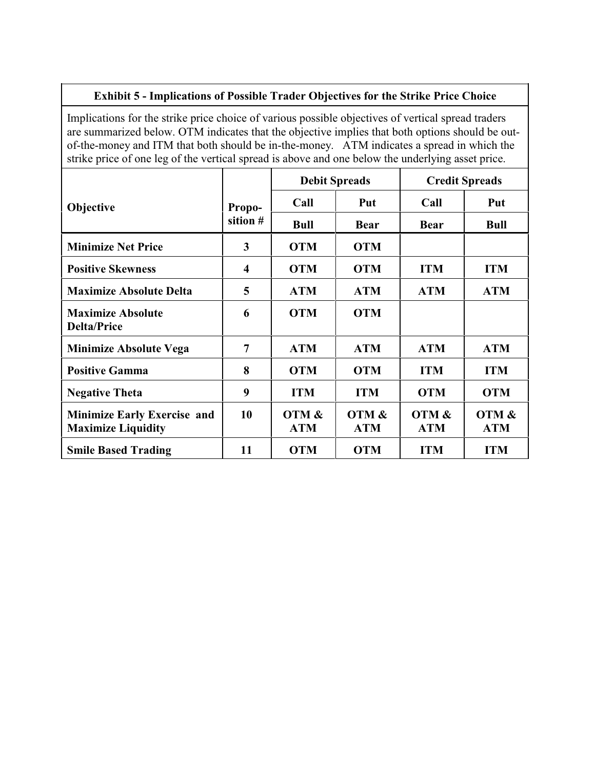**Exhibit 5 - Implications of Possible Trader Objectives for the Strike Price Choice**

Implications for the strike price choice of various possible objectives of vertical spread traders are summarized below. OTM indicates that the objective implies that both options should be out-of-the-money and ITM that both should be in-the-money. ATM indicates a spread in which the strike price of one leg of the vertical spread is above and one below the underlying asset price.

| Objective | Proposition # | Debit Spreads | | Credit Spreads | |
|---|---|---|---|---|---|
| | | Call | Put | Call | Put |
| | | Bull | Bear | Bear | Bull |
| **Minimize Net Price** | **3** | **OTM** | **OTM** | | |
| **Positive Skewness** | **4** | **OTM** | **OTM** | **ITM** | **ITM** |
| **Maximize Absolute Delta** | **5** | **ATM** | **ATM** | **ATM** | **ATM** |
| **Maximize Absolute Delta/Price** | **6** | **OTM** | **OTM** | | |
| **Minimize Absolute Vega** | **7** | **ATM** | **ATM** | **ATM** | **ATM** |
| **Positive Gamma** | **8** | **OTM** | **OTM** | **ITM** | **ITM** |
| **Negative Theta** | **9** | **ITM** | **ITM** | **OTM** | **OTM** |
| **Minimize Early Exercise and Maximize Liquidity** | **10** | **OTM & ATM** | **OTM & ATM** | **OTM & ATM** | **OTM & ATM** |
| **Smile Based Trading** | **11** | **OTM** | **OTM** | **ITM** | **ITM** |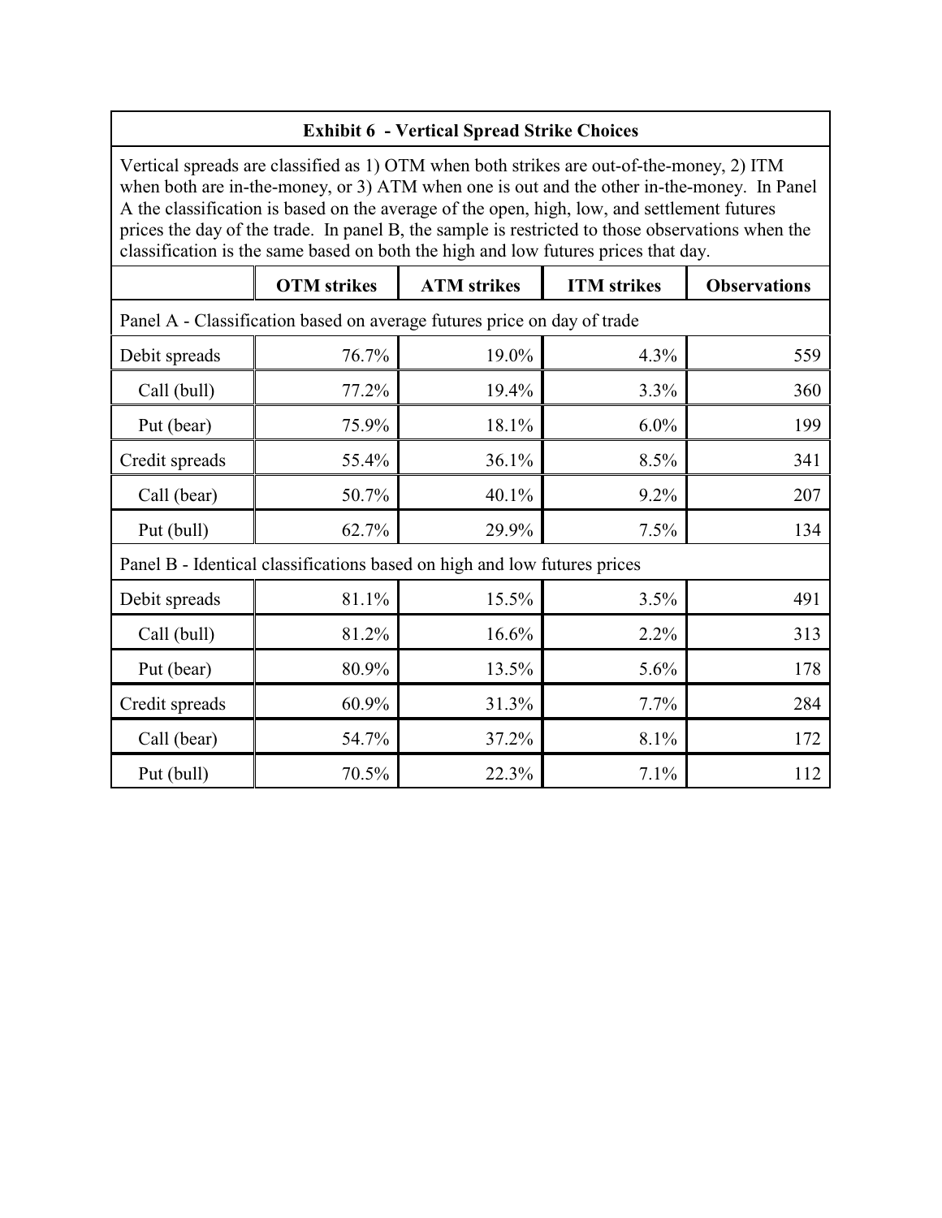**Exhibit 6 - Vertical Spread Strike Choices**

Vertical spreads are classified as 1) OTM when both strikes are out-of-the-money, 2) ITM when both are in-the-money, or 3) ATM when one is out and the other in-the-money. In Panel A the classification is based on the average of the open, high, low, and settlement futures prices the day of the trade. In panel B, the sample is restricted to those observations when the classification is the same based on both the high and low futures prices that day.

| | OTM strikes | ATM strikes | ITM strikes | Observations |
|---|---|---|---|---|
| Panel A - Classification based on average futures price on day of trade | | | | |
| Debit spreads | 76.7% | 19.0% | 4.3% | 559 |
| Call (bull) | 77.2% | 19.4% | 3.3% | 360 |
| Put (bear) | 75.9% | 18.1% | 6.0% | 199 |
| Credit spreads | 55.4% | 36.1% | 8.5% | 341 |
| Call (bear) | 50.7% | 40.1% | 9.2% | 207 |
| Put (bull) | 62.7% | 29.9% | 7.5% | 134 |
| Panel B - Identical classifications based on high and low futures prices | | | | |
| Debit spreads | 81.1% | 15.5% | 3.5% | 491 |
| Call (bull) | 81.2% | 16.6% | 2.2% | 313 |
| Put (bear) | 80.9% | 13.5% | 5.6% | 178 |
| Credit spreads | 60.9% | 31.3% | 7.7% | 284 |
| Call (bear) | 54.7% | 37.2% | 8.1% | 172 |
| Put (bull) | 70.5% | 22.3% | 7.1% | 112 |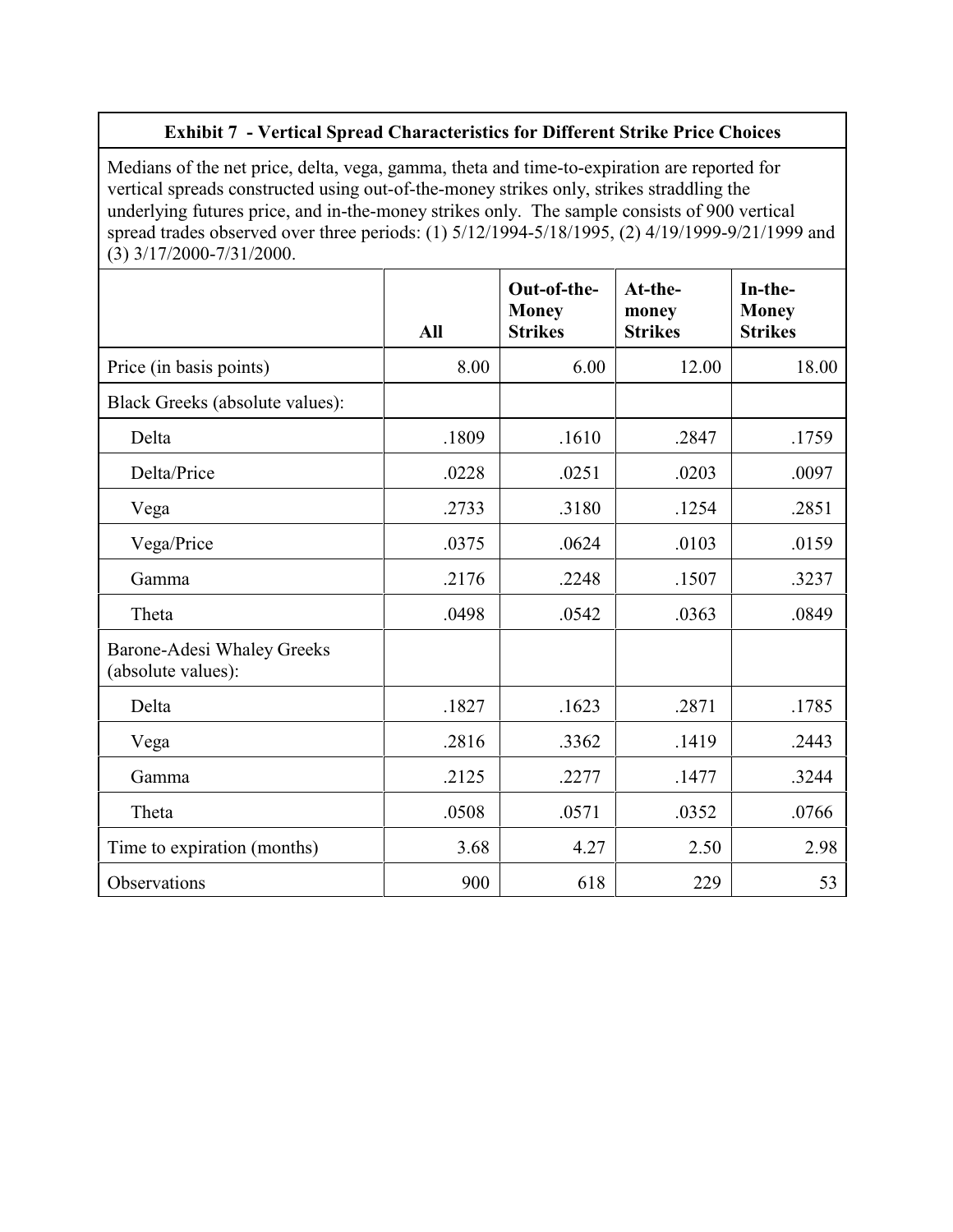**Exhibit 7 - Vertical Spread Characteristics for Different Strike Price Choices**

Medians of the net price, delta, vega, gamma, theta and time-to-expiration are reported for vertical spreads constructed using out-of-the-money strikes only, strikes straddling the underlying futures price, and in-the-money strikes only. The sample consists of 900 vertical spread trades observed over three periods: (1) 5/12/1994-5/18/1995, (2) 4/19/1999-9/21/1999 and (3) 3/17/2000-7/31/2000.

| | All | Out-of-the-Money Strikes | At-the-money Strikes | In-the-Money Strikes |
|---|---|---|---|---|
| Price (in basis points) | 8.00 | 6.00 | 12.00 | 18.00 |
| Black Greeks (absolute values): | | | | |
| Delta | .1809 | .1610 | .2847 | .1759 |
| Delta/Price | .0228 | .0251 | .0203 | .0097 |
| Vega | .2733 | .3180 | .1254 | .2851 |
| Vega/Price | .0375 | .0624 | .0103 | .0159 |
| Gamma | .2176 | .2248 | .1507 | .3237 |
| Theta | .0498 | .0542 | .0363 | .0849 |
| Barone-Adesi Whaley Greeks (absolute values): | | | | |
| Delta | .1827 | .1623 | .2871 | .1785 |
| Vega | .2816 | .3362 | .1419 | .2443 |
| Gamma | .2125 | .2277 | .1477 | .3244 |
| Theta | .0508 | .0571 | .0352 | .0766 |
| Time to expiration (months) | 3.68 | 4.27 | 2.50 | 2.98 |
| Observations | 900 | 618 | 229 | 53 |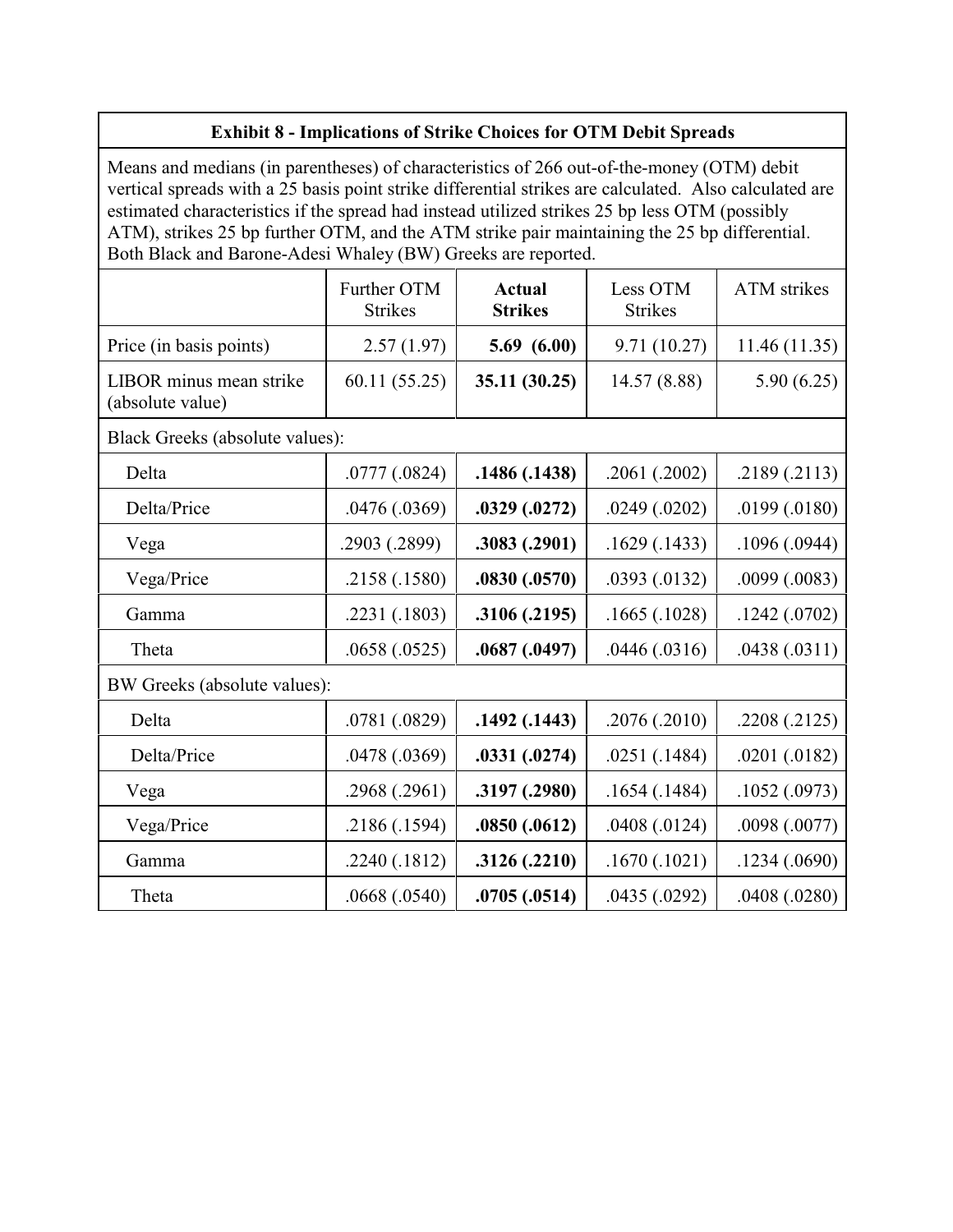**Exhibit 8 - Implications of Strike Choices for OTM Debit Spreads**

Means and medians (in parentheses) of characteristics of 266 out-of-the-money (OTM) debit vertical spreads with a 25 basis point strike differential strikes are calculated. Also calculated are estimated characteristics if the spread had instead utilized strikes 25 bp less OTM (possibly ATM), strikes 25 bp further OTM, and the ATM strike pair maintaining the 25 bp differential. Both Black and Barone-Adesi Whaley (BW) Greeks are reported.

| | Further OTM Strikes | **Actual Strikes** | Less OTM Strikes | ATM strikes |
|---|---|---|---|---|
| Price (in basis points) | 2.57 (1.97) | **5.69 (6.00)** | 9.71 (10.27) | 11.46 (11.35) |
| LIBOR minus mean strike (absolute value) | 60.11 (55.25) | **35.11 (30.25)** | 14.57 (8.88) | 5.90 (6.25) |
| Black Greeks (absolute values): | | | | |
| Delta | .0777 (.0824) | **.1486 (.1438)** | .2061 (.2002) | .2189 (.2113) |
| Delta/Price | .0476 (.0369) | **.0329 (.0272)** | .0249 (.0202) | .0199 (.0180) |
| Vega | .2903 (.2899) | **.3083 (.2901)** | .1629 (.1433) | .1096 (.0944) |
| Vega/Price | .2158 (.1580) | **.0830 (.0570)** | .0393 (.0132) | .0099 (.0083) |
| Gamma | .2231 (.1803) | **.3106 (.2195)** | .1665 (.1028) | .1242 (.0702) |
| Theta | .0658 (.0525) | **.0687 (.0497)** | .0446 (.0316) | .0438 (.0311) |
| BW Greeks (absolute values): | | | | |
| Delta | .0781 (.0829) | **.1492 (.1443)** | .2076 (.2010) | .2208 (.2125) |
| Delta/Price | .0478 (.0369) | **.0331 (.0274)** | .0251 (.1484) | .0201 (.0182) |
| Vega | .2968 (.2961) | **.3197 (.2980)** | .1654 (.1484) | .1052 (.0973) |
| Vega/Price | .2186 (.1594) | **.0850 (.0612)** | .0408 (.0124) | .0098 (.0077) |
| Gamma | .2240 (.1812) | **.3126 (.2210)** | .1670 (.1021) | .1234 (.0690) |
| Theta | .0668 (.0540) | **.0705 (.0514)** | .0435 (.0292) | .0408 (.0280) |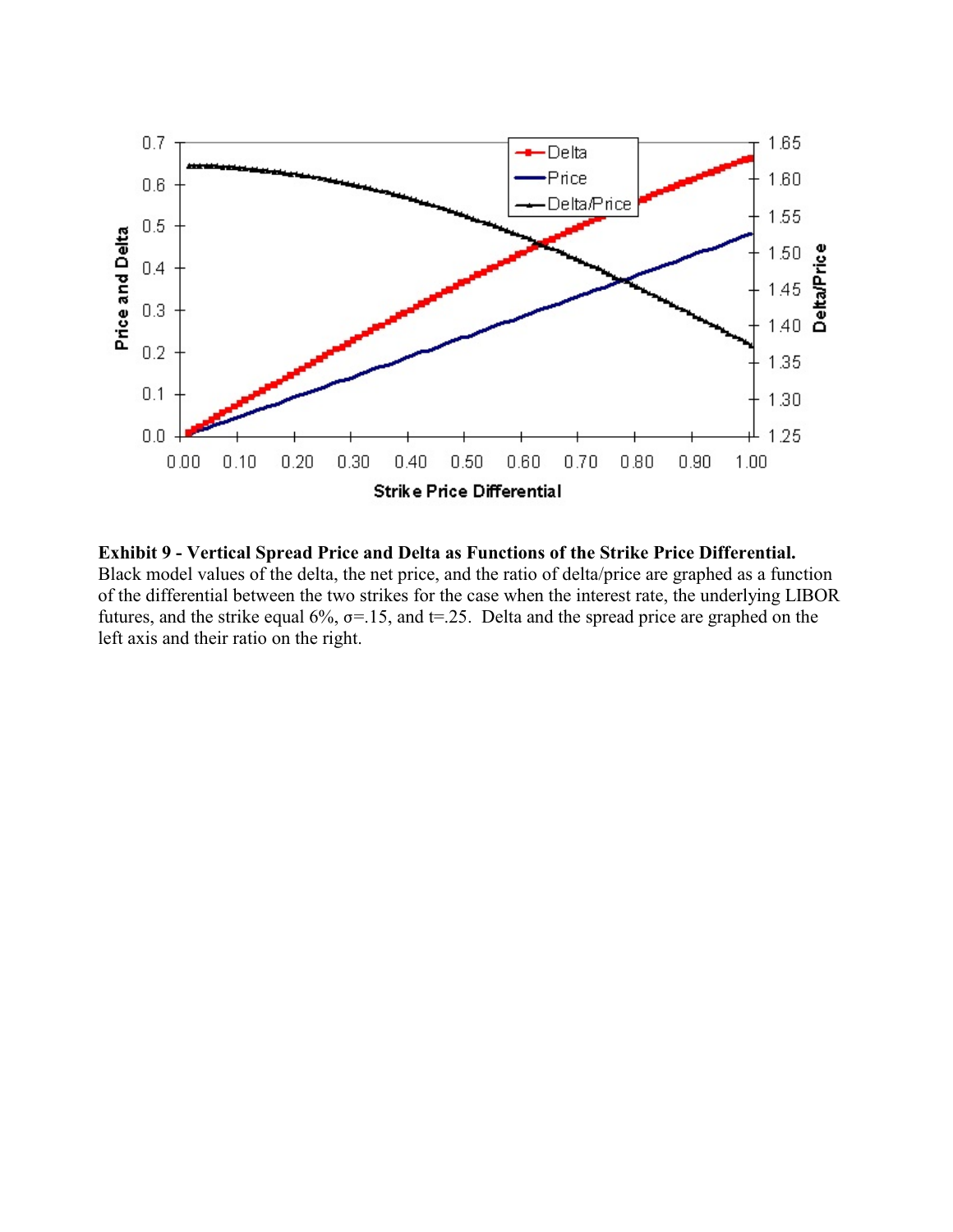**Exhibit 9 - Vertical Spread Price and Delta as Functions of the Strike Price Differential.** Black model values of the delta, the net price, and the ratio of delta/price are graphed as a function of the differential between the two strikes for the case when the interest rate, the underlying LIBOR futures, and the strike equal 6%, $\sigma$=.15, and t=.25. Delta and the spread price are graphed on the left axis and their ratio on the right.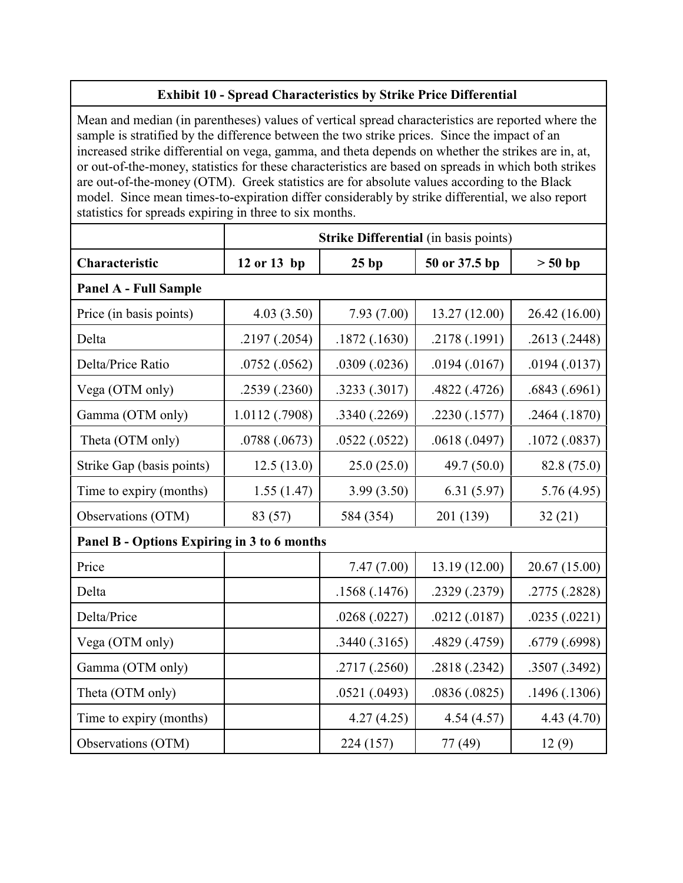**Exhibit 10 - Spread Characteristics by Strike Price Differential**

Mean and median (in parentheses) values of vertical spread characteristics are reported where the sample is stratified by the difference between the two strike prices. Since the impact of an increased strike differential on vega, gamma, and theta depends on whether the strikes are in, at, or out-of-the-money, statistics for these characteristics are based on spreads in which both strikes are out-of-the-money (OTM). Greek statistics are for absolute values according to the Black model. Since mean times-to-expiration differ considerably by strike differential, we also report statistics for spreads expiring in three to six months.

| | **Strike Differential** (in basis points) | | | |
|---|---|---|---|---|
| **Characteristic** | **12 or 13 bp** | **25 bp** | **50 or 37.5 bp** | **> 50 bp** |
| **Panel A - Full Sample** | | | | |
| Price (in basis points) | 4.03 (3.50) | 7.93 (7.00) | 13.27 (12.00) | 26.42 (16.00) |
| Delta | .2197 (.2054) | .1872 (.1630) | .2178 (.1991) | .2613 (.2448) |
| Delta/Price Ratio | .0752 (.0562) | .0309 (.0236) | .0194 (.0167) | .0194 (.0137) |
| Vega (OTM only) | .2539 (.2360) | .3233 (.3017) | .4822 (.4726) | .6843 (.6961) |
| Gamma (OTM only) | 1.0112 (.7908) | .3340 (.2269) | .2230 (.1577) | .2464 (.1870) |
| Theta (OTM only) | .0788 (.0673) | .0522 (.0522) | .0618 (.0497) | .1072 (.0837) |
| Strike Gap (basis points) | 12.5 (13.0) | 25.0 (25.0) | 49.7 (50.0) | 82.8 (75.0) |
| Time to expiry (months) | 1.55 (1.47) | 3.99 (3.50) | 6.31 (5.97) | 5.76 (4.95) |
| Observations (OTM) | 83 (57) | 584 (354) | 201 (139) | 32 (21) |
| **Panel B - Options Expiring in 3 to 6 months** | | | | |
| Price | | 7.47 (7.00) | 13.19 (12.00) | 20.67 (15.00) |
| Delta | | .1568 (.1476) | .2329 (.2379) | .2775 (.2828) |
| Delta/Price | | .0268 (.0227) | .0212 (.0187) | .0235 (.0221) |
| Vega (OTM only) | | .3440 (.3165) | .4829 (.4759) | .6779 (.6998) |
| Gamma (OTM only) | | .2717 (.2560) | .2818 (.2342) | .3507 (.3492) |
| Theta (OTM only) | | .0521 (.0493) | .0836 (.0825) | .1496 (.1306) |
| Time to expiry (months) | | 4.27 (4.25) | 4.54 (4.57) | 4.43 (4.70) |
| Observations (OTM) | | 224 (157) | 77 (49) | 12 (9) |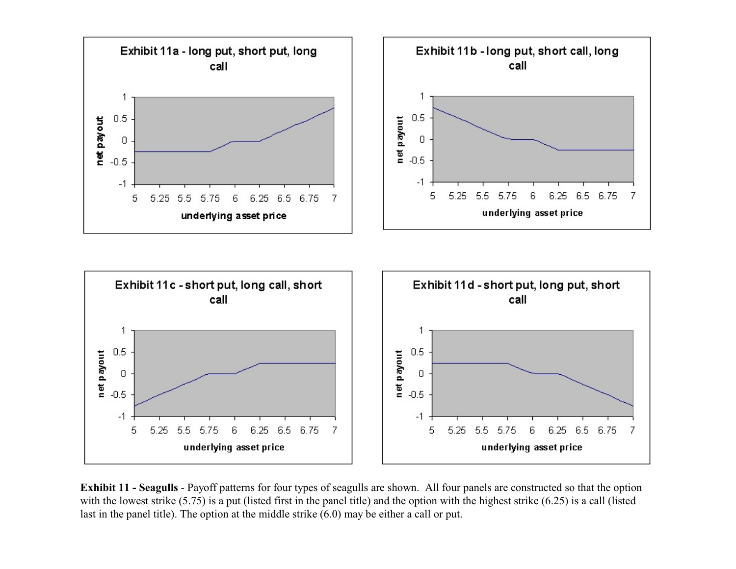**Exhibit 11 - Seagulls** - Payoff patterns for four types of seagulls are shown. All four panels are constructed so that the option with the lowest strike (5.75) is a put (listed first in the panel title) and the option with the highest strike (6.25) is a call (listed last in the panel title). The option at the middle strike (6.0) may be either a call or put.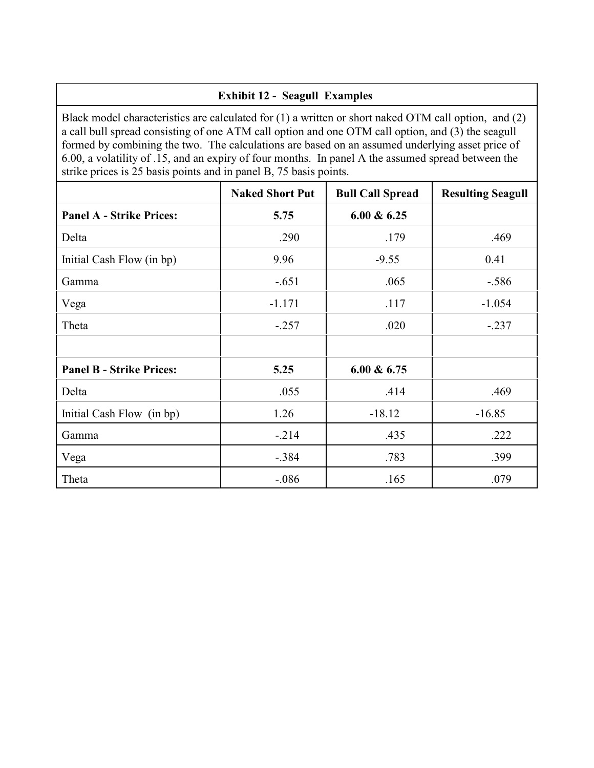**Exhibit 12 - Seagull Examples**

Black model characteristics are calculated for (1) a written or short naked OTM call option, and (2) a call bull spread consisting of one ATM call option and one OTM call option, and (3) the seagull formed by combining the two. The calculations are based on an assumed underlying asset price of 6.00, a volatility of .15, and an expiry of four months. In panel A the assumed spread between the strike prices is 25 basis points and in panel B, 75 basis points.

| | Naked Short Put | Bull Call Spread | Resulting Seagull |
|---|---|---|---|
| **Panel A - Strike Prices:** | **5.75** | **6.00 & 6.25** | |
| Delta | .290 | .179 | .469 |
| Initial Cash Flow (in bp) | 9.96 | -9.55 | 0.41 |
| Gamma | -.651 | .065 | -.586 |
| Vega | -1.171 | .117 | -1.054 |
| Theta | -.257 | .020 | -.237 |
| | | | |
| **Panel B - Strike Prices:** | **5.25** | **6.00 & 6.75** | |
| Delta | .055 | .414 | .469 |
| Initial Cash Flow (in bp) | 1.26 | -18.12 | -16.85 |
| Gamma | -.214 | .435 | .222 |
| Vega | -.384 | .783 | .399 |
| Theta | -.086 | .165 | .079 |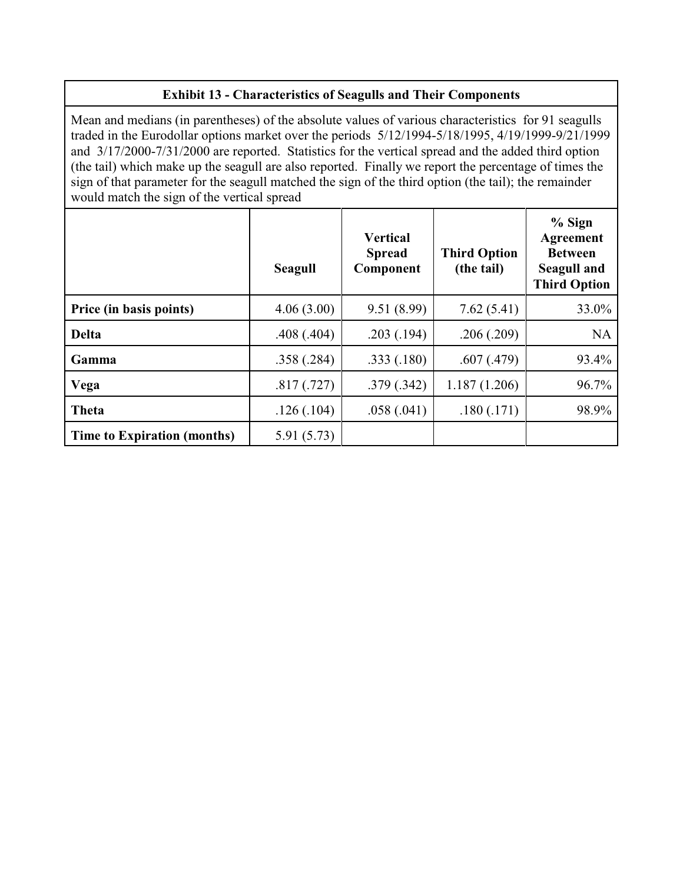**Exhibit 13 - Characteristics of Seagulls and Their Components**

Mean and medians (in parentheses) of the absolute values of various characteristics for 91 seagulls traded in the Eurodollar options market over the periods 5/12/1994-5/18/1995, 4/19/1999-9/21/1999 and 3/17/2000-7/31/2000 are reported. Statistics for the vertical spread and the added third option (the tail) which make up the seagull are also reported. Finally we report the percentage of times the sign of that parameter for the seagull matched the sign of the third option (the tail); the remainder would match the sign of the vertical spread

| | Seagull | Vertical Spread Component | Third Option (the tail) | % Sign Agreement Between Seagull and Third Option |
|---|---|---|---|---|
| **Price (in basis points)** | 4.06 (3.00) | 9.51 (8.99) | 7.62 (5.41) | 33.0% |
| **Delta** | .408 (.404) | .203 (.194) | .206 (.209) | NA |
| **Gamma** | .358 (.284) | .333 (.180) | .607 (.479) | 93.4% |
| **Vega** | .817 (.727) | .379 (.342) | 1.187 (1.206) | 96.7% |
| **Theta** | .126 (.104) | .058 (.041) | .180 (.171) | 98.9% |
| **Time to Expiration (months)** | 5.91 (5.73) | | | |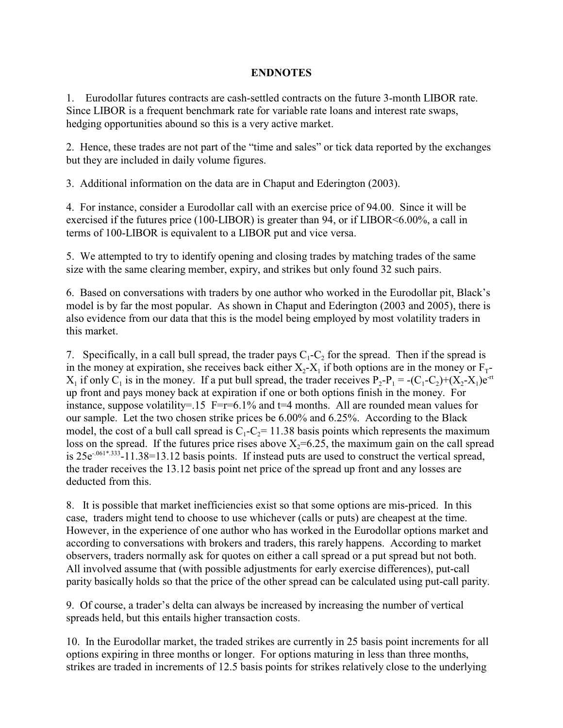## ENDNOTES

1. Eurodollar futures contracts are cash-settled contracts on the future 3-month LIBOR rate. Since LIBOR is a frequent benchmark rate for variable rate loans and interest rate swaps, hedging opportunities abound so this is a very active market.

2. Hence, these trades are not part of the "time and sales" or tick data reported by the exchanges but they are included in daily volume figures.

3. Additional information on the data are in Chaput and Ederington (2003).

4. For instance, consider a Eurodollar call with an exercise price of 94.00. Since it will be exercised if the futures price (100-LIBOR) is greater than 94, or if LIBOR<6.00%, a call in terms of 100-LIBOR is equivalent to a LIBOR put and vice versa.

5. We attempted to try to identify opening and closing trades by matching trades of the same size with the same clearing member, expiry, and strikes but only found 32 such pairs.

6. Based on conversations with traders by one author who worked in the Eurodollar pit, Black's model is by far the most popular. As shown in Chaput and Ederington (2003 and 2005), there is also evidence from our data that this is the model being employed by most volatility traders in this market.

7. Specifically, in a call bull spread, the trader pays $C_1$-$C_2$ for the spread. Then if the spread is in the money at expiration, she receives back either $X_2$-$X_1$ if both options are in the money or $F_T$-$X_1$ if only $C_1$ is in the money. If a put bull spread, the trader receives $P_2-P_1 = -(C_1-C_2)+(X_2-X_1)e^{-rt}$ up front and pays money back at expiration if one or both options finish in the money. For instance, suppose volatility=.15 F=r=6.1% and t=4 months. All are rounded mean values for our sample. Let the two chosen strike prices be 6.00% and 6.25%. According to the Black model, the cost of a bull call spread is $C_1$-$C_2$= 11.38 basis points which represents the maximum loss on the spread. If the futures price rises above $X_2$=6.25, the maximum gain on the call spread is $25e^{-.061*.333}$-11.38=13.12 basis points. If instead puts are used to construct the vertical spread, the trader receives the 13.12 basis point net price of the spread up front and any losses are deducted from this.

8. It is possible that market inefficiencies exist so that some options are mis-priced. In this case, traders might tend to choose to use whichever (calls or puts) are cheapest at the time. However, in the experience of one author who has worked in the Eurodollar options market and according to conversations with brokers and traders, this rarely happens. According to market observers, traders normally ask for quotes on either a call spread or a put spread but not both. All involved assume that (with possible adjustments for early exercise differences), put-call parity basically holds so that the price of the other spread can be calculated using put-call parity.

9. Of course, a trader's delta can always be increased by increasing the number of vertical spreads held, but this entails higher transaction costs.

10. In the Eurodollar market, the traded strikes are currently in 25 basis point increments for all options expiring in three months or longer. For options maturing in less than three months, strikes are traded in increments of 12.5 basis points for strikes relatively close to the underlying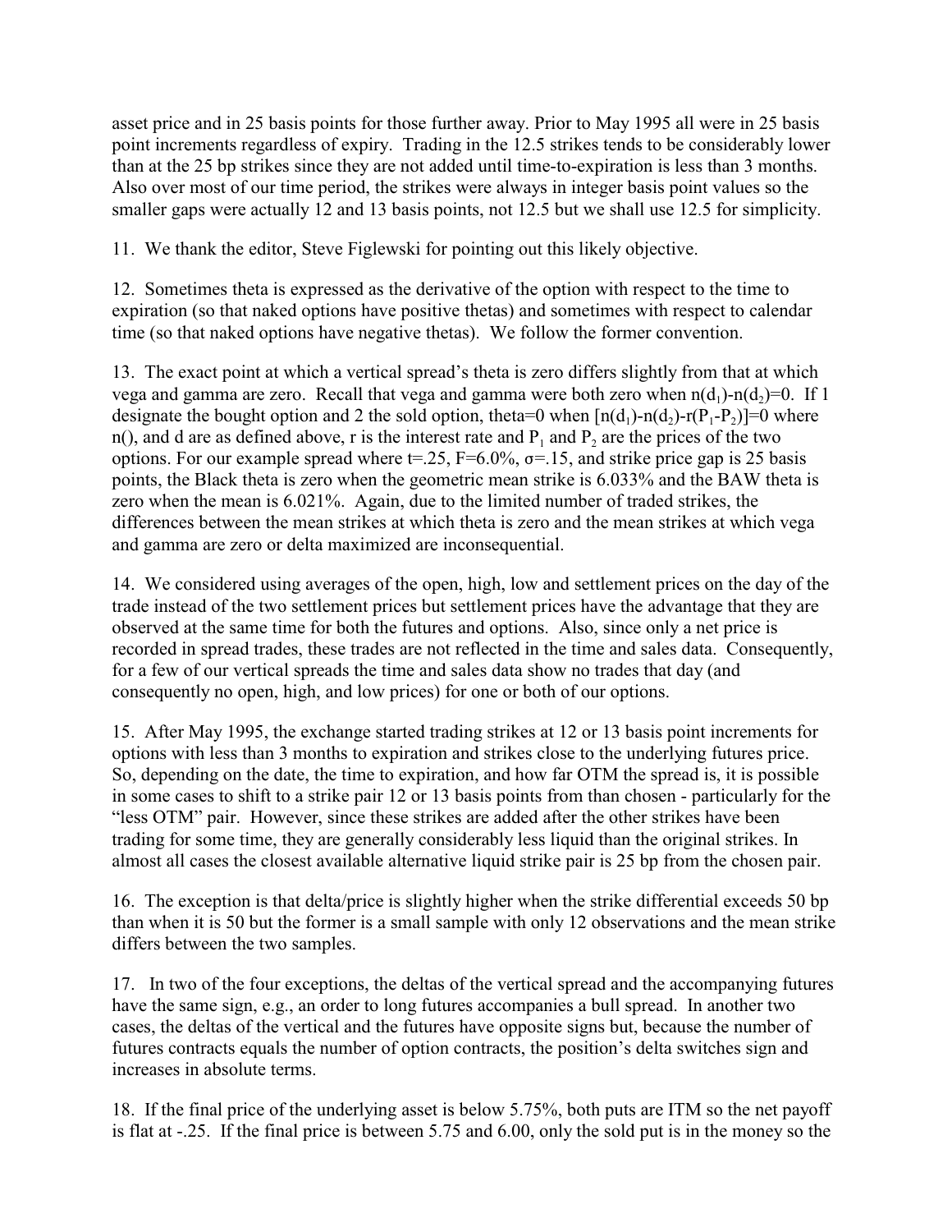asset price and in 25 basis points for those further away. Prior to May 1995 all were in 25 basis point increments regardless of expiry. Trading in the 12.5 strikes tends to be considerably lower than at the 25 bp strikes since they are not added until time-to-expiration is less than 3 months. Also over most of our time period, the strikes were always in integer basis point values so the smaller gaps were actually 12 and 13 basis points, not 12.5 but we shall use 12.5 for simplicity.

11. We thank the editor, Steve Figlewski for pointing out this likely objective.

12. Sometimes theta is expressed as the derivative of the option with respect to the time to expiration (so that naked options have positive thetas) and sometimes with respect to calendar time (so that naked options have negative thetas). We follow the former convention.

13. The exact point at which a vertical spread's theta is zero differs slightly from that at which vega and gamma are zero. Recall that vega and gamma were both zero when $n(d_1)-n(d_2)=0$. If 1 designate the bought option and 2 the sold option, theta=0 when $[n(d_1)-n(d_2)-r(P_1-P_2)]=0$ where n(), and d are as defined above, r is the interest rate and $P_1$ and $P_2$ are the prices of the two options. For our example spread where t=.25, F=6.0%, σ=.15, and strike price gap is 25 basis points, the Black theta is zero when the geometric mean strike is 6.033% and the BAW theta is zero when the mean is 6.021%. Again, due to the limited number of traded strikes, the differences between the mean strikes at which theta is zero and the mean strikes at which vega and gamma are zero or delta maximized are inconsequential.

14. We considered using averages of the open, high, low and settlement prices on the day of the trade instead of the two settlement prices but settlement prices have the advantage that they are observed at the same time for both the futures and options. Also, since only a net price is recorded in spread trades, these trades are not reflected in the time and sales data. Consequently, for a few of our vertical spreads the time and sales data show no trades that day (and consequently no open, high, and low prices) for one or both of our options.

15. After May 1995, the exchange started trading strikes at 12 or 13 basis point increments for options with less than 3 months to expiration and strikes close to the underlying futures price. So, depending on the date, the time to expiration, and how far OTM the spread is, it is possible in some cases to shift to a strike pair 12 or 13 basis points from than chosen - particularly for the "less OTM" pair. However, since these strikes are added after the other strikes have been trading for some time, they are generally considerably less liquid than the original strikes. In almost all cases the closest available alternative liquid strike pair is 25 bp from the chosen pair.

16. The exception is that delta/price is slightly higher when the strike differential exceeds 50 bp than when it is 50 but the former is a small sample with only 12 observations and the mean strike differs between the two samples.

17. In two of the four exceptions, the deltas of the vertical spread and the accompanying futures have the same sign, e.g., an order to long futures accompanies a bull spread. In another two cases, the deltas of the vertical and the futures have opposite signs but, because the number of futures contracts equals the number of option contracts, the position's delta switches sign and increases in absolute terms.

18. If the final price of the underlying asset is below 5.75%, both puts are ITM so the net payoff is flat at -.25. If the final price is between 5.75 and 6.00, only the sold put is in the money so the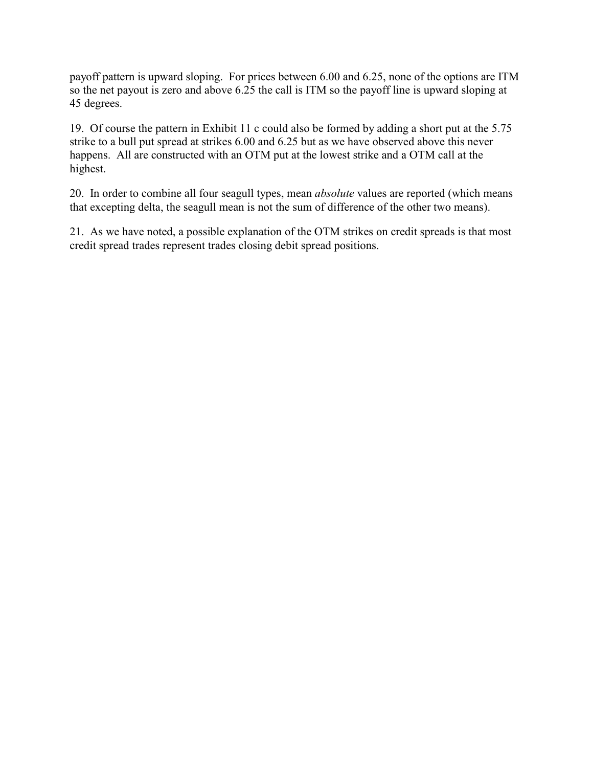payoff pattern is upward sloping. For prices between 6.00 and 6.25, none of the options are ITM so the net payout is zero and above 6.25 the call is ITM so the payoff line is upward sloping at 45 degrees.

19. Of course the pattern in Exhibit 11 c could also be formed by adding a short put at the 5.75 strike to a bull put spread at strikes 6.00 and 6.25 but as we have observed above this never happens. All are constructed with an OTM put at the lowest strike and a OTM call at the highest.

20. In order to combine all four seagull types, mean *absolute* values are reported (which means that excepting delta, the seagull mean is not the sum of difference of the other two means).

21. As we have noted, a possible explanation of the OTM strikes on credit spreads is that most credit spread trades represent trades closing debit spread positions.